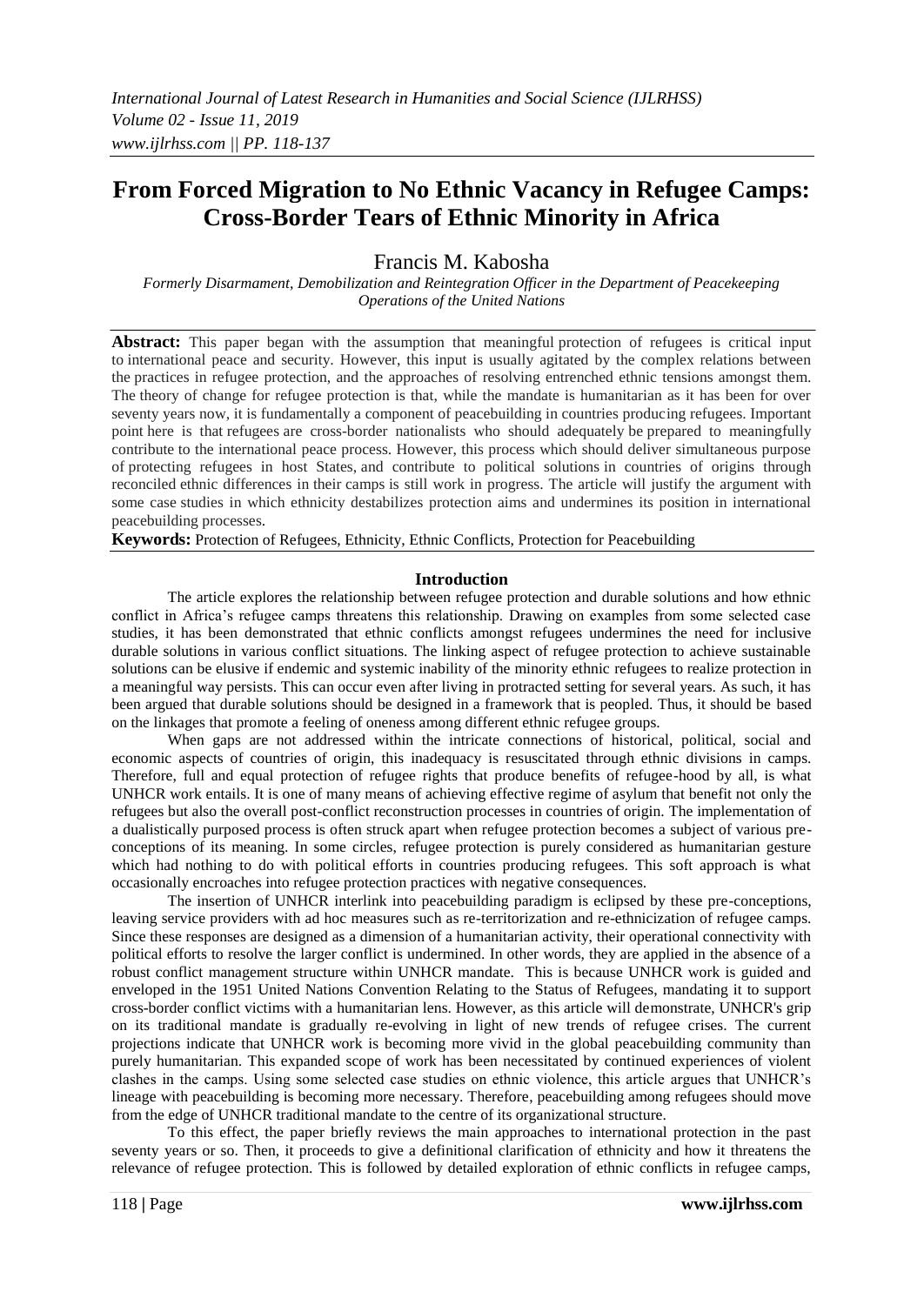# From Forced Migration to No Ethnic Vacancy in Refugee Camps: Cross-Border Tears of Ethnic Minority in Africa

Francis M. Kabosha

*Formerly Disarmament, Demobilization and Reintegration Officer in the Department of Peacekeeping Operations of the United Nations*

**Abstract:** This paper began with the assumption that meaningful protection of refugees is critical input to international peace and security. However, this input is usually agitated by the complex relations between the practices in refugee protection, and the approaches of resolving entrenched ethnic tensions amongst them. The theory of change for refugee protection is that, while the mandate is humanitarian as it has been for over seventy years now, it is fundamentally a component of peacebuilding in countries producing refugees. Important point here is that refugees are cross-border nationalists who should adequately be prepared to meaningfully contribute to the international peace process. However, this process which should deliver simultaneous purpose of protecting refugees in host States, and contribute to political solutions in countries of origins through reconciled ethnic differences in their camps is still work in progress. The article will justify the argument with some case studies in which ethnicity destabilizes protection aims and undermines its position in international peacebuilding processes.

**Keywords:** Protection of Refugees, Ethnicity, Ethnic Conflicts, Protection for Peacebuilding

## Introduction

The article explores the relationship between refugee protection and durable solutions and how ethnic conflict in Africa's refugee camps threatens this relationship. Drawing on examples from some selected case studies, it has been demonstrated that ethnic conflicts amongst refugees undermines the need for inclusive durable solutions in various conflict situations. The linking aspect of refugee protection to achieve sustainable solutions can be elusive if endemic and systemic inability of the minority ethnic refugees to realize protection in a meaningful way persists. This can occur even after living in protracted setting for several years. As such, it has been argued that durable solutions should be designed in a framework that is peopled. Thus, it should be based on the linkages that promote a feeling of oneness among different ethnic refugee groups.

When gaps are not addressed within the intricate connections of historical, political, social and economic aspects of countries of origin, this inadequacy is resuscitated through ethnic divisions in camps. Therefore, full and equal protection of refugee rights that produce benefits of refugee-hood by all, is what UNHCR work entails. It is one of many means of achieving effective regime of asylum that benefit not only the refugees but also the overall post-conflict reconstruction processes in countries of origin. The implementation of a dualistically purposed process is often struck apart when refugee protection becomes a subject of various pre-conceptions of its meaning. In some circles, refugee protection is purely considered as humanitarian gesture which had nothing to do with political efforts in countries producing refugees. This soft approach is what occasionally encroaches into refugee protection practices with negative consequences.

The insertion of UNHCR interlink into peacebuilding paradigm is eclipsed by these pre-conceptions, leaving service providers with ad hoc measures such as re-territorization and re-ethnicization of refugee camps. Since these responses are designed as a dimension of a humanitarian activity, their operational connectivity with political efforts to resolve the larger conflict is undermined. In other words, they are applied in the absence of a robust conflict management structure within UNHCR mandate. This is because UNHCR work is guided and enveloped in the 1951 United Nations Convention Relating to the Status of Refugees, mandating it to support cross-border conflict victims with a humanitarian lens. However, as this article will demonstrate, UNHCR's grip on its traditional mandate is gradually re-evolving in light of new trends of refugee crises. The current projections indicate that UNHCR work is becoming more vivid in the global peacebuilding community than purely humanitarian. This expanded scope of work has been necessitated by continued experiences of violent clashes in the camps. Using some selected case studies on ethnic violence, this article argues that UNHCR's lineage with peacebuilding is becoming more necessary. Therefore, peacebuilding among refugees should move from the edge of UNHCR traditional mandate to the centre of its organizational structure.

To this effect, the paper briefly reviews the main approaches to international protection in the past seventy years or so. Then, it proceeds to give a definitional clarification of ethnicity and how it threatens the relevance of refugee protection. This is followed by detailed exploration of ethnic conflicts in refugee camps,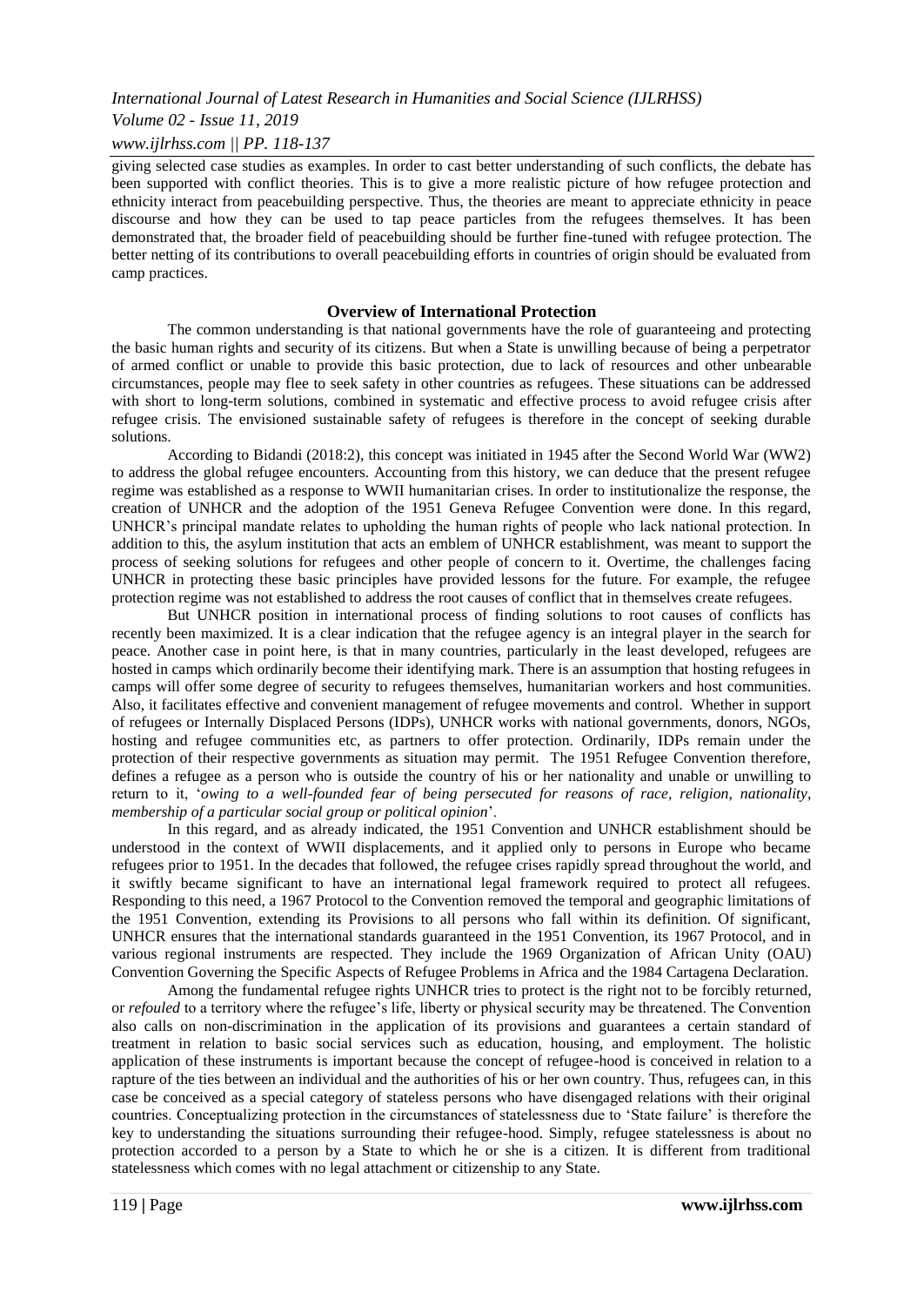giving selected case studies as examples. In order to cast better understanding of such conflicts, the debate has been supported with conflict theories. This is to give a more realistic picture of how refugee protection and ethnicity interact from peacebuilding perspective. Thus, the theories are meant to appreciate ethnicity in peace discourse and how they can be used to tap peace particles from the refugees themselves. It has been demonstrated that, the broader field of peacebuilding should be further fine-tuned with refugee protection. The better netting of its contributions to overall peacebuilding efforts in countries of origin should be evaluated from camp practices.

## Overview of International Protection

The common understanding is that national governments have the role of guaranteeing and protecting the basic human rights and security of its citizens. But when a State is unwilling because of being a perpetrator of armed conflict or unable to provide this basic protection, due to lack of resources and other unbearable circumstances, people may flee to seek safety in other countries as refugees. These situations can be addressed with short to long-term solutions, combined in systematic and effective process to avoid refugee crisis after refugee crisis. The envisioned sustainable safety of refugees is therefore in the concept of seeking durable solutions.

According to Bidandi (2018:2), this concept was initiated in 1945 after the Second World War (WW2) to address the global refugee encounters. Accounting from this history, we can deduce that the present refugee regime was established as a response to WWII humanitarian crises. In order to institutionalize the response, the creation of UNHCR and the adoption of the 1951 Geneva Refugee Convention were done. In this regard, UNHCR's principal mandate relates to upholding the human rights of people who lack national protection. In addition to this, the asylum institution that acts an emblem of UNHCR establishment, was meant to support the process of seeking solutions for refugees and other people of concern to it. Overtime, the challenges facing UNHCR in protecting these basic principles have provided lessons for the future. For example, the refugee protection regime was not established to address the root causes of conflict that in themselves create refugees.

But UNHCR position in international process of finding solutions to root causes of conflicts has recently been maximized. It is a clear indication that the refugee agency is an integral player in the search for peace. Another case in point here, is that in many countries, particularly in the least developed, refugees are hosted in camps which ordinarily become their identifying mark. There is an assumption that hosting refugees in camps will offer some degree of security to refugees themselves, humanitarian workers and host communities. Also, it facilitates effective and convenient management of refugee movements and control. Whether in support of refugees or Internally Displaced Persons (IDPs), UNHCR works with national governments, donors, NGOs, hosting and refugee communities etc, as partners to offer protection. Ordinarily, IDPs remain under the protection of their respective governments as situation may permit. The 1951 Refugee Convention therefore, defines a refugee as a person who is outside the country of his or her nationality and unable or unwilling to return to it, '*owing to a well-founded fear of being persecuted for reasons of race, religion, nationality, membership of a particular social group or political opinion*'.

In this regard, and as already indicated, the 1951 Convention and UNHCR establishment should be understood in the context of WWII displacements, and it applied only to persons in Europe who became refugees prior to 1951. In the decades that followed, the refugee crises rapidly spread throughout the world, and it swiftly became significant to have an international legal framework required to protect all refugees. Responding to this need, a 1967 Protocol to the Convention removed the temporal and geographic limitations of the 1951 Convention, extending its Provisions to all persons who fall within its definition. Of significant, UNHCR ensures that the international standards guaranteed in the 1951 Convention, its 1967 Protocol, and in various regional instruments are respected. They include the 1969 Organization of African Unity (OAU) Convention Governing the Specific Aspects of Refugee Problems in Africa and the 1984 Cartagena Declaration.

Among the fundamental refugee rights UNHCR tries to protect is the right not to be forcibly returned, or *refouled* to a territory where the refugee's life, liberty or physical security may be threatened. The Convention also calls on non-discrimination in the application of its provisions and guarantees a certain standard of treatment in relation to basic social services such as education, housing, and employment. The holistic application of these instruments is important because the concept of refugee-hood is conceived in relation to a rapture of the ties between an individual and the authorities of his or her own country. Thus, refugees can, in this case be conceived as a special category of stateless persons who have disengaged relations with their original countries. Conceptualizing protection in the circumstances of statelessness due to 'State failure' is therefore the key to understanding the situations surrounding their refugee-hood. Simply, refugee statelessness is about no protection accorded to a person by a State to which he or she is a citizen. It is different from traditional statelessness which comes with no legal attachment or citizenship to any State.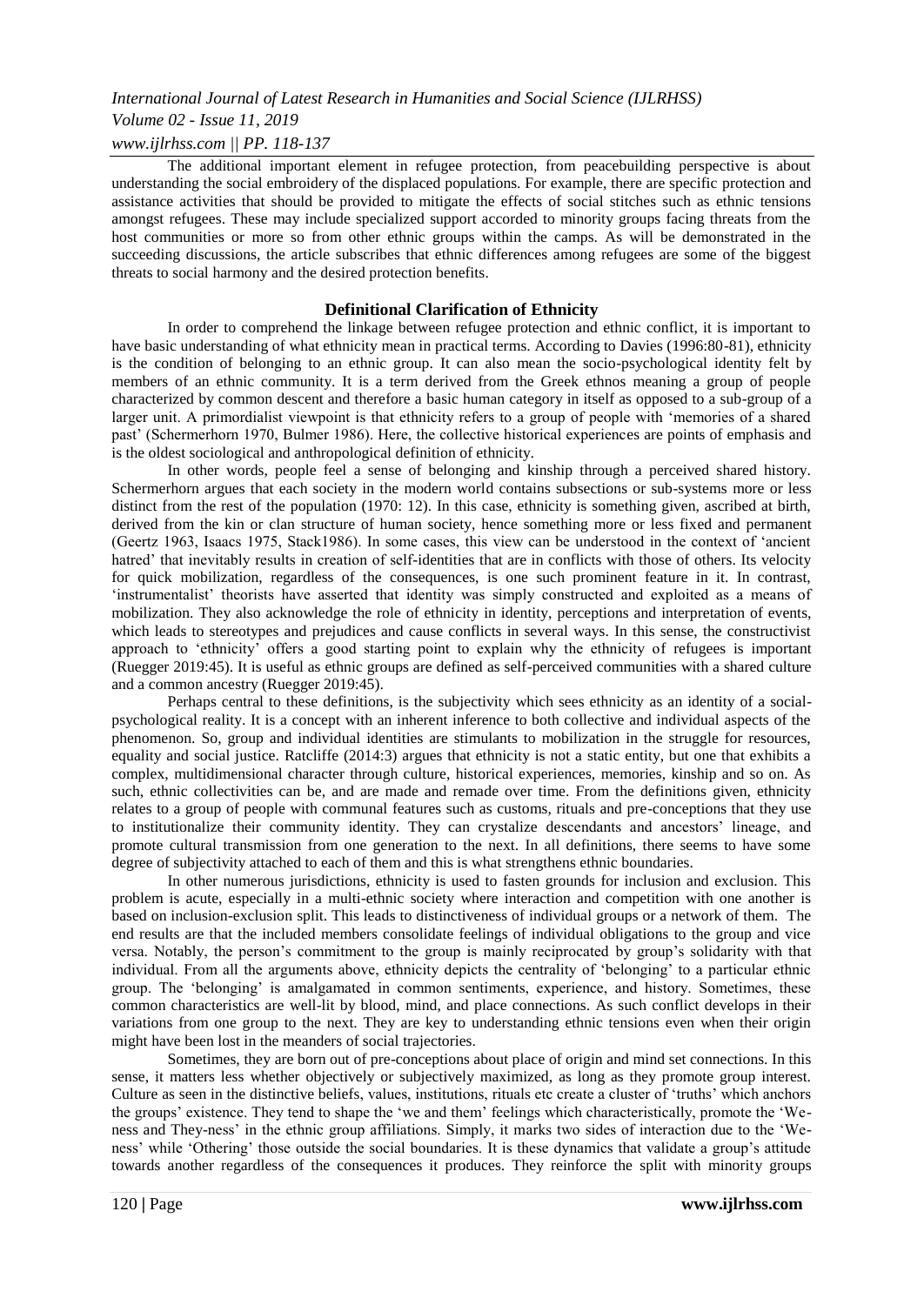The additional important element in refugee protection, from peacebuilding perspective is about understanding the social embroidery of the displaced populations. For example, there are specific protection and assistance activities that should be provided to mitigate the effects of social stitches such as ethnic tensions amongst refugees. These may include specialized support accorded to minority groups facing threats from the host communities or more so from other ethnic groups within the camps. As will be demonstrated in the succeeding discussions, the article subscribes that ethnic differences among refugees are some of the biggest threats to social harmony and the desired protection benefits.

## Definitional Clarification of Ethnicity

In order to comprehend the linkage between refugee protection and ethnic conflict, it is important to have basic understanding of what ethnicity mean in practical terms. According to Davies (1996:80-81), ethnicity is the condition of belonging to an ethnic group. It can also mean the socio-psychological identity felt by members of an ethnic community. It is a term derived from the Greek ethnos meaning a group of people characterized by common descent and therefore a basic human category in itself as opposed to a sub-group of a larger unit. A primordialist viewpoint is that ethnicity refers to a group of people with 'memories of a shared past' (Schermerhorn 1970, Bulmer 1986). Here, the collective historical experiences are points of emphasis and is the oldest sociological and anthropological definition of ethnicity.

In other words, people feel a sense of belonging and kinship through a perceived shared history. Schermerhorn argues that each society in the modern world contains subsections or sub-systems more or less distinct from the rest of the population (1970: 12). In this case, ethnicity is something given, ascribed at birth, derived from the kin or clan structure of human society, hence something more or less fixed and permanent (Geertz 1963, Isaacs 1975, Stack1986). In some cases, this view can be understood in the context of 'ancient hatred' that inevitably results in creation of self-identities that are in conflicts with those of others. Its velocity for quick mobilization, regardless of the consequences, is one such prominent feature in it. In contrast, 'instrumentalist' theorists have asserted that identity was simply constructed and exploited as a means of mobilization. They also acknowledge the role of ethnicity in identity, perceptions and interpretation of events, which leads to stereotypes and prejudices and cause conflicts in several ways. In this sense, the constructivist approach to 'ethnicity' offers a good starting point to explain why the ethnicity of refugees is important (Ruegger 2019:45). It is useful as ethnic groups are defined as self-perceived communities with a shared culture and a common ancestry (Ruegger 2019:45).

Perhaps central to these definitions, is the subjectivity which sees ethnicity as an identity of a social-psychological reality. It is a concept with an inherent inference to both collective and individual aspects of the phenomenon. So, group and individual identities are stimulants to mobilization in the struggle for resources, equality and social justice. Ratcliffe (2014:3) argues that ethnicity is not a static entity, but one that exhibits a complex, multidimensional character through culture, historical experiences, memories, kinship and so on. As such, ethnic collectivities can be, and are made and remade over time. From the definitions given, ethnicity relates to a group of people with communal features such as customs, rituals and pre-conceptions that they use to institutionalize their community identity. They can crystalize descendants and ancestors' lineage, and promote cultural transmission from one generation to the next. In all definitions, there seems to have some degree of subjectivity attached to each of them and this is what strengthens ethnic boundaries.

In other numerous jurisdictions, ethnicity is used to fasten grounds for inclusion and exclusion. This problem is acute, especially in a multi-ethnic society where interaction and competition with one another is based on inclusion-exclusion split. This leads to distinctiveness of individual groups or a network of them. The end results are that the included members consolidate feelings of individual obligations to the group and vice versa. Notably, the person's commitment to the group is mainly reciprocated by group's solidarity with that individual. From all the arguments above, ethnicity depicts the centrality of 'belonging' to a particular ethnic group. The 'belonging' is amalgamated in common sentiments, experience, and history. Sometimes, these common characteristics are well-lit by blood, mind, and place connections. As such conflict develops in their variations from one group to the next. They are key to understanding ethnic tensions even when their origin might have been lost in the meanders of social trajectories.

Sometimes, they are born out of pre-conceptions about place of origin and mind set connections. In this sense, it matters less whether objectively or subjectively maximized, as long as they promote group interest. Culture as seen in the distinctive beliefs, values, institutions, rituals etc create a cluster of 'truths' which anchors the groups' existence. They tend to shape the 'we and them' feelings which characteristically, promote the 'We-ness and They-ness' in the ethnic group affiliations. Simply, it marks two sides of interaction due to the 'We-ness' while 'Othering' those outside the social boundaries. It is these dynamics that validate a group's attitude towards another regardless of the consequences it produces. They reinforce the split with minority groups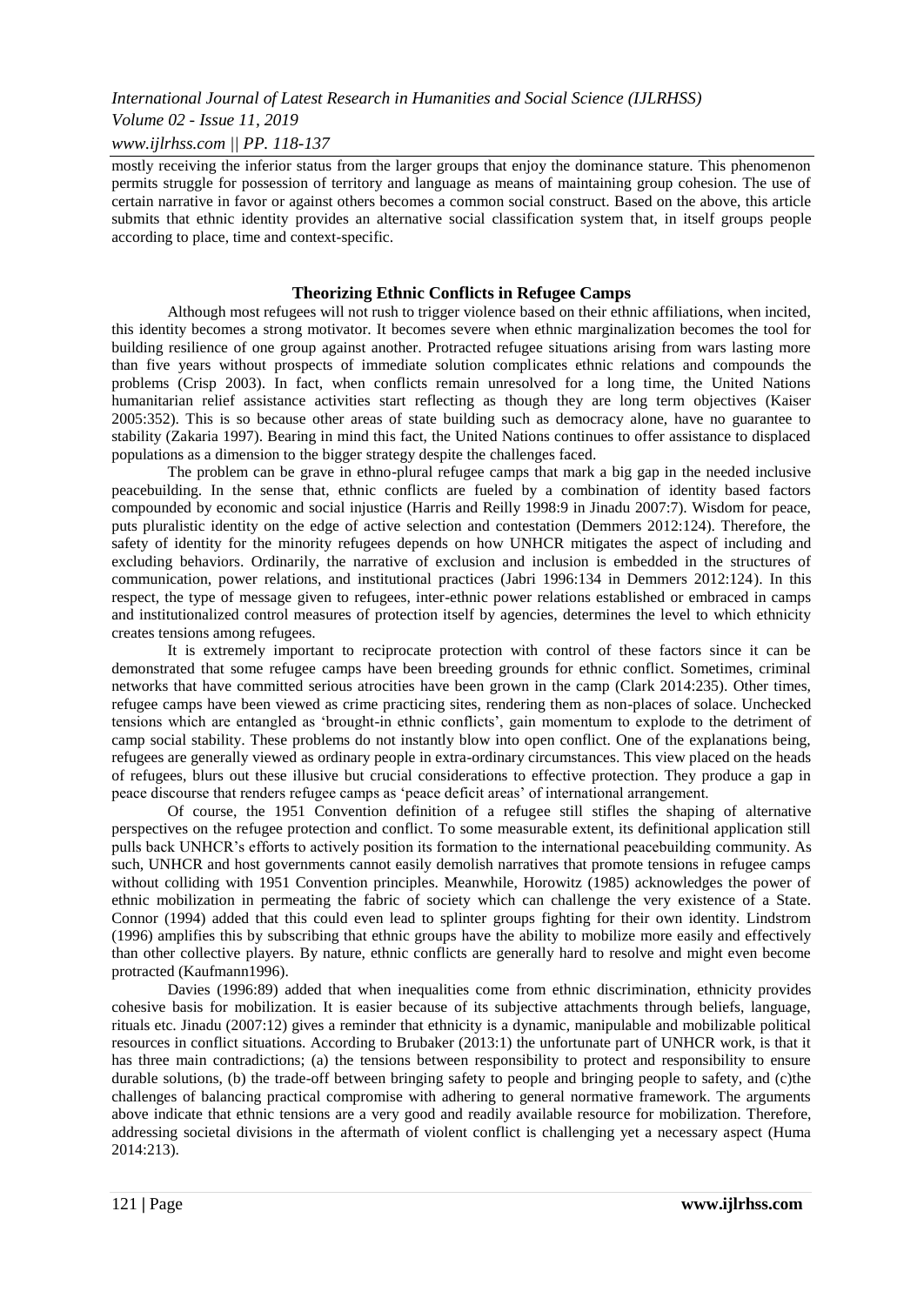mostly receiving the inferior status from the larger groups that enjoy the dominance stature. This phenomenon permits struggle for possession of territory and language as means of maintaining group cohesion. The use of certain narrative in favor or against others becomes a common social construct. Based on the above, this article submits that ethnic identity provides an alternative social classification system that, in itself groups people according to place, time and context-specific.

## Theorizing Ethnic Conflicts in Refugee Camps

Although most refugees will not rush to trigger violence based on their ethnic affiliations, when incited, this identity becomes a strong motivator. It becomes severe when ethnic marginalization becomes the tool for building resilience of one group against another. Protracted refugee situations arising from wars lasting more than five years without prospects of immediate solution complicates ethnic relations and compounds the problems (Crisp 2003). In fact, when conflicts remain unresolved for a long time, the United Nations humanitarian relief assistance activities start reflecting as though they are long term objectives (Kaiser 2005:352). This is so because other areas of state building such as democracy alone, have no guarantee to stability (Zakaria 1997). Bearing in mind this fact, the United Nations continues to offer assistance to displaced populations as a dimension to the bigger strategy despite the challenges faced.

The problem can be grave in ethno-plural refugee camps that mark a big gap in the needed inclusive peacebuilding. In the sense that, ethnic conflicts are fueled by a combination of identity based factors compounded by economic and social injustice (Harris and Reilly 1998:9 in Jinadu 2007:7). Wisdom for peace, puts pluralistic identity on the edge of active selection and contestation (Demmers 2012:124). Therefore, the safety of identity for the minority refugees depends on how UNHCR mitigates the aspect of including and excluding behaviors. Ordinarily, the narrative of exclusion and inclusion is embedded in the structures of communication, power relations, and institutional practices (Jabri 1996:134 in Demmers 2012:124). In this respect, the type of message given to refugees, inter-ethnic power relations established or embraced in camps and institutionalized control measures of protection itself by agencies, determines the level to which ethnicity creates tensions among refugees.

It is extremely important to reciprocate protection with control of these factors since it can be demonstrated that some refugee camps have been breeding grounds for ethnic conflict. Sometimes, criminal networks that have committed serious atrocities have been grown in the camp (Clark 2014:235). Other times, refugee camps have been viewed as crime practicing sites, rendering them as non-places of solace. Unchecked tensions which are entangled as 'brought-in ethnic conflicts', gain momentum to explode to the detriment of camp social stability. These problems do not instantly blow into open conflict. One of the explanations being, refugees are generally viewed as ordinary people in extra-ordinary circumstances. This view placed on the heads of refugees, blurs out these illusive but crucial considerations to effective protection. They produce a gap in peace discourse that renders refugee camps as 'peace deficit areas' of international arrangement.

Of course, the 1951 Convention definition of a refugee still stifles the shaping of alternative perspectives on the refugee protection and conflict. To some measurable extent, its definitional application still pulls back UNHCR's efforts to actively position its formation to the international peacebuilding community. As such, UNHCR and host governments cannot easily demolish narratives that promote tensions in refugee camps without colliding with 1951 Convention principles. Meanwhile, Horowitz (1985) acknowledges the power of ethnic mobilization in permeating the fabric of society which can challenge the very existence of a State. Connor (1994) added that this could even lead to splinter groups fighting for their own identity. Lindstrom (1996) amplifies this by subscribing that ethnic groups have the ability to mobilize more easily and effectively than other collective players. By nature, ethnic conflicts are generally hard to resolve and might even become protracted (Kaufmann1996).

Davies (1996:89) added that when inequalities come from ethnic discrimination, ethnicity provides cohesive basis for mobilization. It is easier because of its subjective attachments through beliefs, language, rituals etc. Jinadu (2007:12) gives a reminder that ethnicity is a dynamic, manipulable and mobilizable political resources in conflict situations. According to Brubaker (2013:1) the unfortunate part of UNHCR work, is that it has three main contradictions; (a) the tensions between responsibility to protect and responsibility to ensure durable solutions, (b) the trade-off between bringing safety to people and bringing people to safety, and (c)the challenges of balancing practical compromise with adhering to general normative framework. The arguments above indicate that ethnic tensions are a very good and readily available resource for mobilization. Therefore, addressing societal divisions in the aftermath of violent conflict is challenging yet a necessary aspect (Huma 2014:213).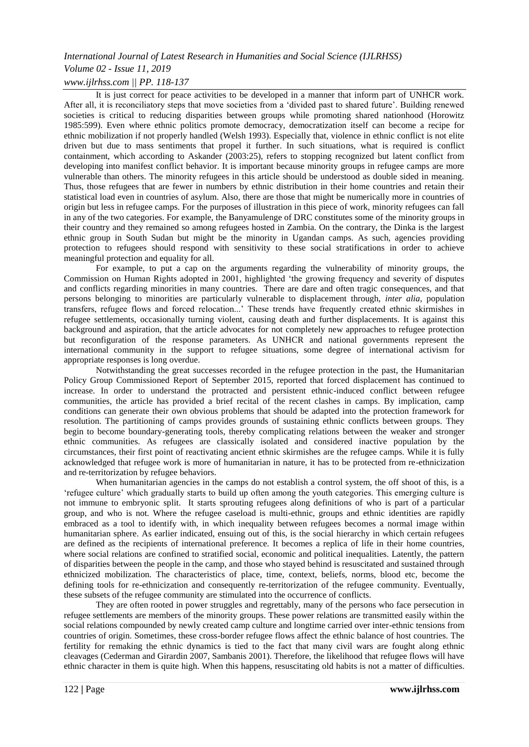It is just correct for peace activities to be developed in a manner that inform part of UNHCR work. After all, it is reconciliatory steps that move societies from a 'divided past to shared future'. Building renewed societies is critical to reducing disparities between groups while promoting shared nationhood (Horowitz 1985:599). Even where ethnic politics promote democracy, democratization itself can become a recipe for ethnic mobilization if not properly handled (Welsh 1993). Especially that, violence in ethnic conflict is not elite driven but due to mass sentiments that propel it further. In such situations, what is required is conflict containment, which according to Askander (2003:25), refers to stopping recognized but latent conflict from developing into manifest conflict behavior. It is important because minority groups in refugee camps are more vulnerable than others. The minority refugees in this article should be understood as double sided in meaning. Thus, those refugees that are fewer in numbers by ethnic distribution in their home countries and retain their statistical load even in countries of asylum. Also, there are those that might be numerically more in countries of origin but less in refugee camps. For the purposes of illustration in this piece of work, minority refugees can fall in any of the two categories. For example, the Banyamulenge of DRC constitutes some of the minority groups in their country and they remained so among refugees hosted in Zambia. On the contrary, the Dinka is the largest ethnic group in South Sudan but might be the minority in Ugandan camps. As such, agencies providing protection to refugees should respond with sensitivity to these social stratifications in order to achieve meaningful protection and equality for all.

For example, to put a cap on the arguments regarding the vulnerability of minority groups, the Commission on Human Rights adopted in 2001, highlighted 'the growing frequency and severity of disputes and conflicts regarding minorities in many countries. There are dare and often tragic consequences, and that persons belonging to minorities are particularly vulnerable to displacement through, *inter alia*, population transfers, refugee flows and forced relocation...' These trends have frequently created ethnic skirmishes in refugee settlements, occasionally turning violent, causing death and further displacements. It is against this background and aspiration, that the article advocates for not completely new approaches to refugee protection but reconfiguration of the response parameters. As UNHCR and national governments represent the international community in the support to refugee situations, some degree of international activism for appropriate responses is long overdue.

Notwithstanding the great successes recorded in the refugee protection in the past, the Humanitarian Policy Group Commissioned Report of September 2015, reported that forced displacement has continued to increase. In order to understand the protracted and persistent ethnic-induced conflict between refugee communities, the article has provided a brief recital of the recent clashes in camps. By implication, camp conditions can generate their own obvious problems that should be adapted into the protection framework for resolution. The partitioning of camps provides grounds of sustaining ethnic conflicts between groups. They begin to become boundary-generating tools, thereby complicating relations between the weaker and stronger ethnic communities. As refugees are classically isolated and considered inactive population by the circumstances, their first point of reactivating ancient ethnic skirmishes are the refugee camps. While it is fully acknowledged that refugee work is more of humanitarian in nature, it has to be protected from re-ethnicization and re-territorization by refugee behaviors.

When humanitarian agencies in the camps do not establish a control system, the off shoot of this, is a 'refugee culture' which gradually starts to build up often among the youth categories. This emerging culture is not immune to embryonic split. It starts sprouting refugees along definitions of who is part of a particular group, and who is not. Where the refugee caseload is multi-ethnic, groups and ethnic identities are rapidly embraced as a tool to identify with, in which inequality between refugees becomes a normal image within humanitarian sphere. As earlier indicated, ensuing out of this, is the social hierarchy in which certain refugees are defined as the recipients of international preference. It becomes a replica of life in their home countries, where social relations are confined to stratified social, economic and political inequalities. Latently, the pattern of disparities between the people in the camp, and those who stayed behind is resuscitated and sustained through ethnicized mobilization. The characteristics of place, time, context, beliefs, norms, blood etc, become the defining tools for re-ethnicization and consequently re-territorization of the refugee community. Eventually, these subsets of the refugee community are stimulated into the occurrence of conflicts.

They are often rooted in power struggles and regrettably, many of the persons who face persecution in refugee settlements are members of the minority groups. These power relations are transmitted easily within the social relations compounded by newly created camp culture and longtime carried over inter-ethnic tensions from countries of origin. Sometimes, these cross-border refugee flows affect the ethnic balance of host countries. The fertility for remaking the ethnic dynamics is tied to the fact that many civil wars are fought along ethnic cleavages (Cederman and Girardin 2007, Sambanis 2001). Therefore, the likelihood that refugee flows will have ethnic character in them is quite high. When this happens, resuscitating old habits is not a matter of difficulties.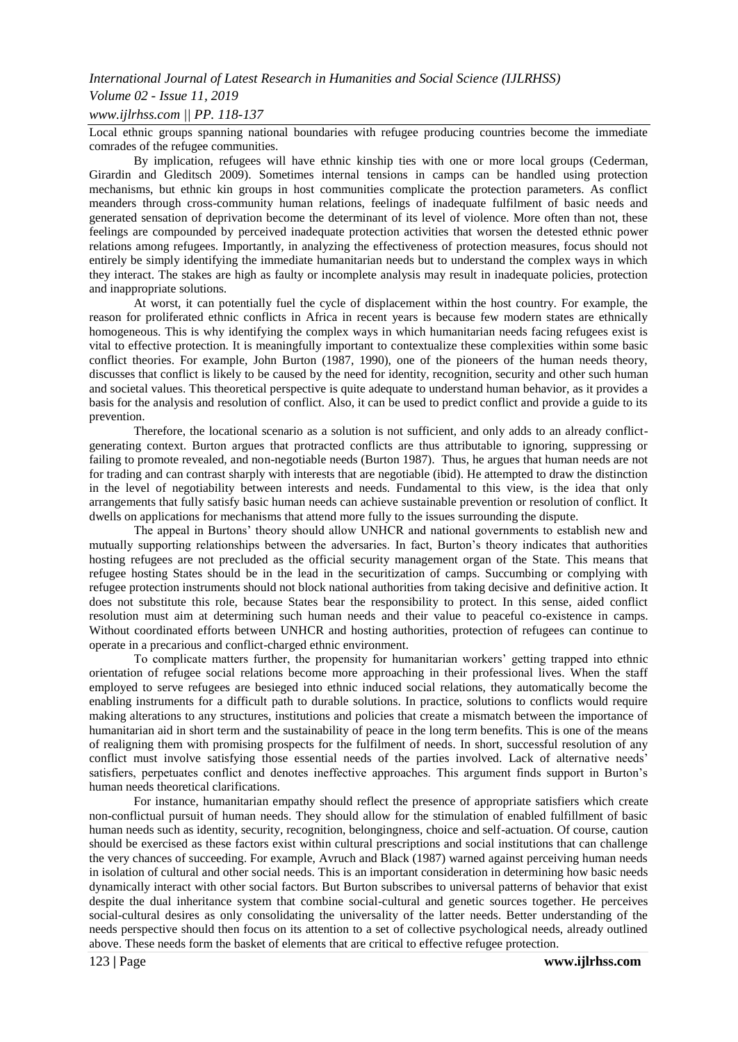Local ethnic groups spanning national boundaries with refugee producing countries become the immediate comrades of the refugee communities.

By implication, refugees will have ethnic kinship ties with one or more local groups (Cederman, Girardin and Gleditsch 2009). Sometimes internal tensions in camps can be handled using protection mechanisms, but ethnic kin groups in host communities complicate the protection parameters. As conflict meanders through cross-community human relations, feelings of inadequate fulfilment of basic needs and generated sensation of deprivation become the determinant of its level of violence. More often than not, these feelings are compounded by perceived inadequate protection activities that worsen the detested ethnic power relations among refugees. Importantly, in analyzing the effectiveness of protection measures, focus should not entirely be simply identifying the immediate humanitarian needs but to understand the complex ways in which they interact. The stakes are high as faulty or incomplete analysis may result in inadequate policies, protection and inappropriate solutions.

At worst, it can potentially fuel the cycle of displacement within the host country. For example, the reason for proliferated ethnic conflicts in Africa in recent years is because few modern states are ethnically homogeneous. This is why identifying the complex ways in which humanitarian needs facing refugees exist is vital to effective protection. It is meaningfully important to contextualize these complexities within some basic conflict theories. For example, John Burton (1987, 1990), one of the pioneers of the human needs theory, discusses that conflict is likely to be caused by the need for identity, recognition, security and other such human and societal values. This theoretical perspective is quite adequate to understand human behavior, as it provides a basis for the analysis and resolution of conflict. Also, it can be used to predict conflict and provide a guide to its prevention.

Therefore, the locational scenario as a solution is not sufficient, and only adds to an already conflict-generating context. Burton argues that protracted conflicts are thus attributable to ignoring, suppressing or failing to promote revealed, and non-negotiable needs (Burton 1987). Thus, he argues that human needs are not for trading and can contrast sharply with interests that are negotiable (ibid). He attempted to draw the distinction in the level of negotiability between interests and needs. Fundamental to this view, is the idea that only arrangements that fully satisfy basic human needs can achieve sustainable prevention or resolution of conflict. It dwells on applications for mechanisms that attend more fully to the issues surrounding the dispute.

The appeal in Burtons' theory should allow UNHCR and national governments to establish new and mutually supporting relationships between the adversaries. In fact, Burton's theory indicates that authorities hosting refugees are not precluded as the official security management organ of the State. This means that refugee hosting States should be in the lead in the securitization of camps. Succumbing or complying with refugee protection instruments should not block national authorities from taking decisive and definitive action. It does not substitute this role, because States bear the responsibility to protect. In this sense, aided conflict resolution must aim at determining such human needs and their value to peaceful co-existence in camps. Without coordinated efforts between UNHCR and hosting authorities, protection of refugees can continue to operate in a precarious and conflict-charged ethnic environment.

To complicate matters further, the propensity for humanitarian workers' getting trapped into ethnic orientation of refugee social relations become more approaching in their professional lives. When the staff employed to serve refugees are besieged into ethnic induced social relations, they automatically become the enabling instruments for a difficult path to durable solutions. In practice, solutions to conflicts would require making alterations to any structures, institutions and policies that create a mismatch between the importance of humanitarian aid in short term and the sustainability of peace in the long term benefits. This is one of the means of realigning them with promising prospects for the fulfilment of needs. In short, successful resolution of any conflict must involve satisfying those essential needs of the parties involved. Lack of alternative needs' satisfiers, perpetuates conflict and denotes ineffective approaches. This argument finds support in Burton's human needs theoretical clarifications.

For instance, humanitarian empathy should reflect the presence of appropriate satisfiers which create non-conflictual pursuit of human needs. They should allow for the stimulation of enabled fulfillment of basic human needs such as identity, security, recognition, belongingness, choice and self-actuation. Of course, caution should be exercised as these factors exist within cultural prescriptions and social institutions that can challenge the very chances of succeeding. For example, Avruch and Black (1987) warned against perceiving human needs in isolation of cultural and other social needs. This is an important consideration in determining how basic needs dynamically interact with other social factors. But Burton subscribes to universal patterns of behavior that exist despite the dual inheritance system that combine social-cultural and genetic sources together. He perceives social-cultural desires as only consolidating the universality of the latter needs. Better understanding of the needs perspective should then focus on its attention to a set of collective psychological needs, already outlined above. These needs form the basket of elements that are critical to effective refugee protection.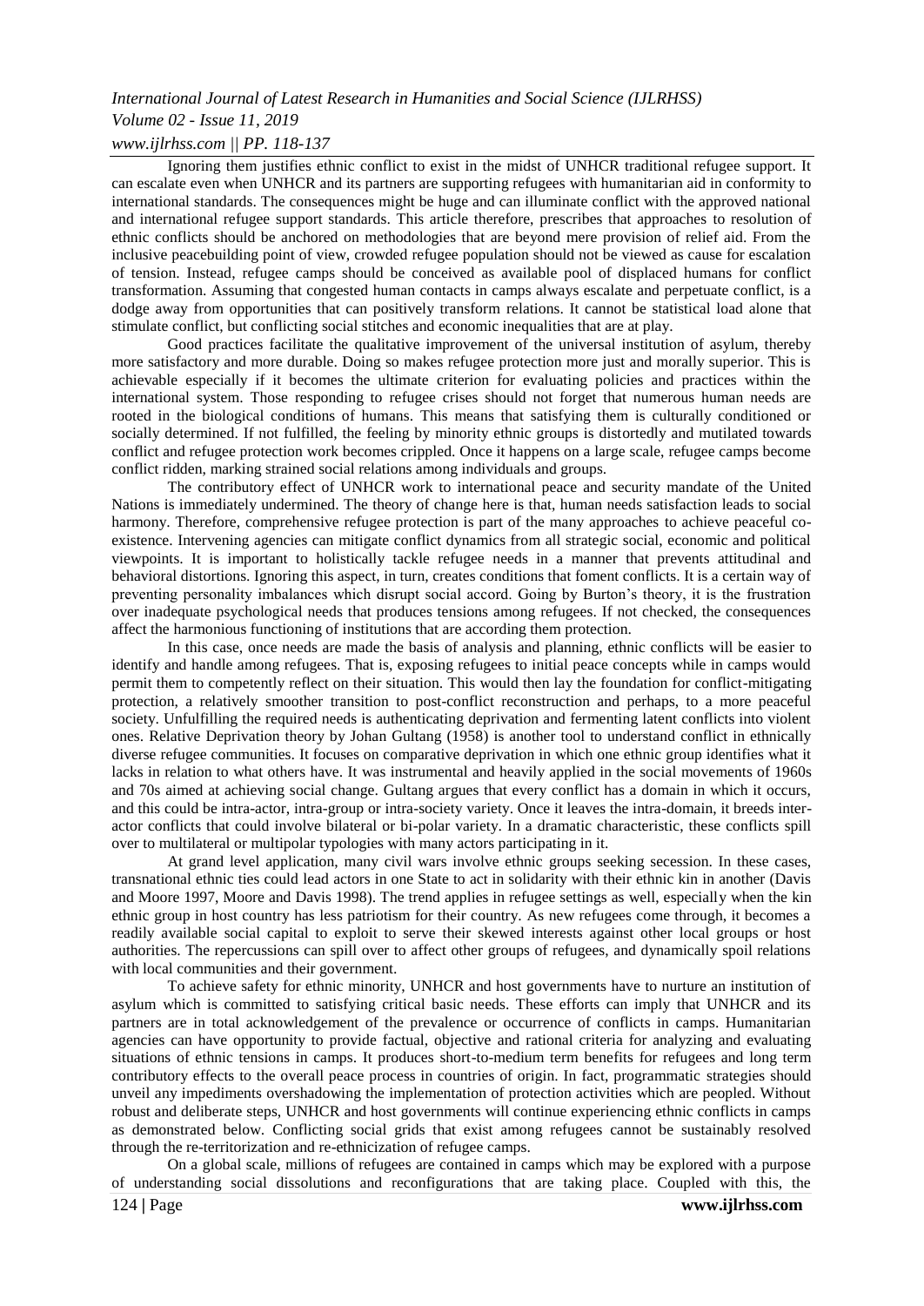Ignoring them justifies ethnic conflict to exist in the midst of UNHCR traditional refugee support. It can escalate even when UNHCR and its partners are supporting refugees with humanitarian aid in conformity to international standards. The consequences might be huge and can illuminate conflict with the approved national and international refugee support standards. This article therefore, prescribes that approaches to resolution of ethnic conflicts should be anchored on methodologies that are beyond mere provision of relief aid. From the inclusive peacebuilding point of view, crowded refugee population should not be viewed as cause for escalation of tension. Instead, refugee camps should be conceived as available pool of displaced humans for conflict transformation. Assuming that congested human contacts in camps always escalate and perpetuate conflict, is a dodge away from opportunities that can positively transform relations. It cannot be statistical load alone that stimulate conflict, but conflicting social stitches and economic inequalities that are at play.

Good practices facilitate the qualitative improvement of the universal institution of asylum, thereby more satisfactory and more durable. Doing so makes refugee protection more just and morally superior. This is achievable especially if it becomes the ultimate criterion for evaluating policies and practices within the international system. Those responding to refugee crises should not forget that numerous human needs are rooted in the biological conditions of humans. This means that satisfying them is culturally conditioned or socially determined. If not fulfilled, the feeling by minority ethnic groups is distortedly and mutilated towards conflict and refugee protection work becomes crippled. Once it happens on a large scale, refugee camps become conflict ridden, marking strained social relations among individuals and groups.

The contributory effect of UNHCR work to international peace and security mandate of the United Nations is immediately undermined. The theory of change here is that, human needs satisfaction leads to social harmony. Therefore, comprehensive refugee protection is part of the many approaches to achieve peaceful co-existence. Intervening agencies can mitigate conflict dynamics from all strategic social, economic and political viewpoints. It is important to holistically tackle refugee needs in a manner that prevents attitudinal and behavioral distortions. Ignoring this aspect, in turn, creates conditions that foment conflicts. It is a certain way of preventing personality imbalances which disrupt social accord. Going by Burton's theory, it is the frustration over inadequate psychological needs that produces tensions among refugees. If not checked, the consequences affect the harmonious functioning of institutions that are according them protection.

In this case, once needs are made the basis of analysis and planning, ethnic conflicts will be easier to identify and handle among refugees. That is, exposing refugees to initial peace concepts while in camps would permit them to competently reflect on their situation. This would then lay the foundation for conflict-mitigating protection, a relatively smoother transition to post-conflict reconstruction and perhaps, to a more peaceful society. Unfulfilling the required needs is authenticating deprivation and fermenting latent conflicts into violent ones. Relative Deprivation theory by Johan Gultang (1958) is another tool to understand conflict in ethnically diverse refugee communities. It focuses on comparative deprivation in which one ethnic group identifies what it lacks in relation to what others have. It was instrumental and heavily applied in the social movements of 1960s and 70s aimed at achieving social change. Gultang argues that every conflict has a domain in which it occurs, and this could be intra-actor, intra-group or intra-society variety. Once it leaves the intra-domain, it breeds inter-actor conflicts that could involve bilateral or bi-polar variety. In a dramatic characteristic, these conflicts spill over to multilateral or multipolar typologies with many actors participating in it.

At grand level application, many civil wars involve ethnic groups seeking secession. In these cases, transnational ethnic ties could lead actors in one State to act in solidarity with their ethnic kin in another (Davis and Moore 1997, Moore and Davis 1998). The trend applies in refugee settings as well, especially when the kin ethnic group in host country has less patriotism for their country. As new refugees come through, it becomes a readily available social capital to exploit to serve their skewed interests against other local groups or host authorities. The repercussions can spill over to affect other groups of refugees, and dynamically spoil relations with local communities and their government.

To achieve safety for ethnic minority, UNHCR and host governments have to nurture an institution of asylum which is committed to satisfying critical basic needs. These efforts can imply that UNHCR and its partners are in total acknowledgement of the prevalence or occurrence of conflicts in camps. Humanitarian agencies can have opportunity to provide factual, objective and rational criteria for analyzing and evaluating situations of ethnic tensions in camps. It produces short-to-medium term benefits for refugees and long term contributory effects to the overall peace process in countries of origin. In fact, programmatic strategies should unveil any impediments overshadowing the implementation of protection activities which are peopled. Without robust and deliberate steps, UNHCR and host governments will continue experiencing ethnic conflicts in camps as demonstrated below. Conflicting social grids that exist among refugees cannot be sustainably resolved through the re-territorization and re-ethnicization of refugee camps.

On a global scale, millions of refugees are contained in camps which may be explored with a purpose of understanding social dissolutions and reconfigurations that are taking place. Coupled with this, the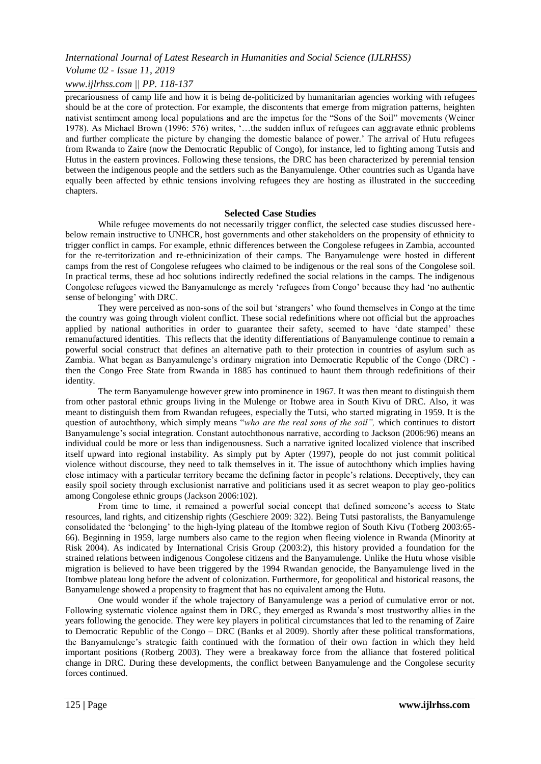precariousness of camp life and how it is being de-politicized by humanitarian agencies working with refugees should be at the core of protection. For example, the discontents that emerge from migration patterns, heighten nativist sentiment among local populations and are the impetus for the "Sons of the Soil" movements (Weiner 1978). As Michael Brown (1996: 576) writes, '…the sudden influx of refugees can aggravate ethnic problems and further complicate the picture by changing the domestic balance of power.' The arrival of Hutu refugees from Rwanda to Zaire (now the Democratic Republic of Congo), for instance, led to fighting among Tutsis and Hutus in the eastern provinces. Following these tensions, the DRC has been characterized by perennial tension between the indigenous people and the settlers such as the Banyamulenge. Other countries such as Uganda have equally been affected by ethnic tensions involving refugees they are hosting as illustrated in the succeeding chapters.

## Selected Case Studies

While refugee movements do not necessarily trigger conflict, the selected case studies discussed here-below remain instructive to UNHCR, host governments and other stakeholders on the propensity of ethnicity to trigger conflict in camps. For example, ethnic differences between the Congolese refugees in Zambia, accounted for the re-territorization and re-ethnicinization of their camps. The Banyamulenge were hosted in different camps from the rest of Congolese refugees who claimed to be indigenous or the real sons of the Congolese soil. In practical terms, these ad hoc solutions indirectly redefined the social relations in the camps. The indigenous Congolese refugees viewed the Banyamulenge as merely 'refugees from Congo' because they had 'no authentic sense of belonging' with DRC.

They were perceived as non-sons of the soil but 'strangers' who found themselves in Congo at the time the country was going through violent conflict. These social redefinitions where not official but the approaches applied by national authorities in order to guarantee their safety, seemed to have 'date stamped' these remanufactured identities. This reflects that the identity differentiations of Banyamulenge continue to remain a powerful social construct that defines an alternative path to their protection in countries of asylum such as Zambia. What began as Banyamulenge's ordinary migration into Democratic Republic of the Congo (DRC) - then the Congo Free State from Rwanda in 1885 has continued to haunt them through redefinitions of their identity.

The term Banyamulenge however grew into prominence in 1967. It was then meant to distinguish them from other pastoral ethnic groups living in the Mulenge or Itobwe area in South Kivu of DRC. Also, it was meant to distinguish them from Rwandan refugees, especially the Tutsi, who started migrating in 1959. It is the question of autochthony, which simply means "*who are the real sons of the soil",* which continues to distort Banyamulenge's social integration. Constant autochthonous narrative, according to Jackson (2006:96) means an individual could be more or less than indigenousness. Such a narrative ignited localized violence that inscribed itself upward into regional instability. As simply put by Apter (1997), people do not just commit political violence without discourse, they need to talk themselves in it. The issue of autochthony which implies having close intimacy with a particular territory became the defining factor in people's relations. Deceptively, they can easily spoil society through exclusionist narrative and politicians used it as secret weapon to play geo-politics among Congolese ethnic groups (Jackson 2006:102).

From time to time, it remained a powerful social concept that defined someone's access to State resources, land rights, and citizenship rights (Geschiere 2009: 322). Being Tutsi pastoralists, the Banyamulenge consolidated the 'belonging' to the high-lying plateau of the Itombwe region of South Kivu (Totberg 2003:65-66). Beginning in 1959, large numbers also came to the region when fleeing violence in Rwanda (Minority at Risk 2004). As indicated by International Crisis Group (2003:2), this history provided a foundation for the strained relations between indigenous Congolese citizens and the Banyamulenge. Unlike the Hutu whose visible migration is believed to have been triggered by the 1994 Rwandan genocide, the Banyamulenge lived in the Itombwe plateau long before the advent of colonization. Furthermore, for geopolitical and historical reasons, the Banyamulenge showed a propensity to fragment that has no equivalent among the Hutu.

One would wonder if the whole trajectory of Banyamulenge was a period of cumulative error or not. Following systematic violence against them in DRC, they emerged as Rwanda's most trustworthy allies in the years following the genocide. They were key players in political circumstances that led to the renaming of Zaire to Democratic Republic of the Congo – DRC (Banks et al 2009). Shortly after these political transformations, the Banyamulenge's strategic faith continued with the formation of their own faction in which they held important positions (Rotberg 2003). They were a breakaway force from the alliance that fostered political change in DRC. During these developments, the conflict between Banyamulenge and the Congolese security forces continued.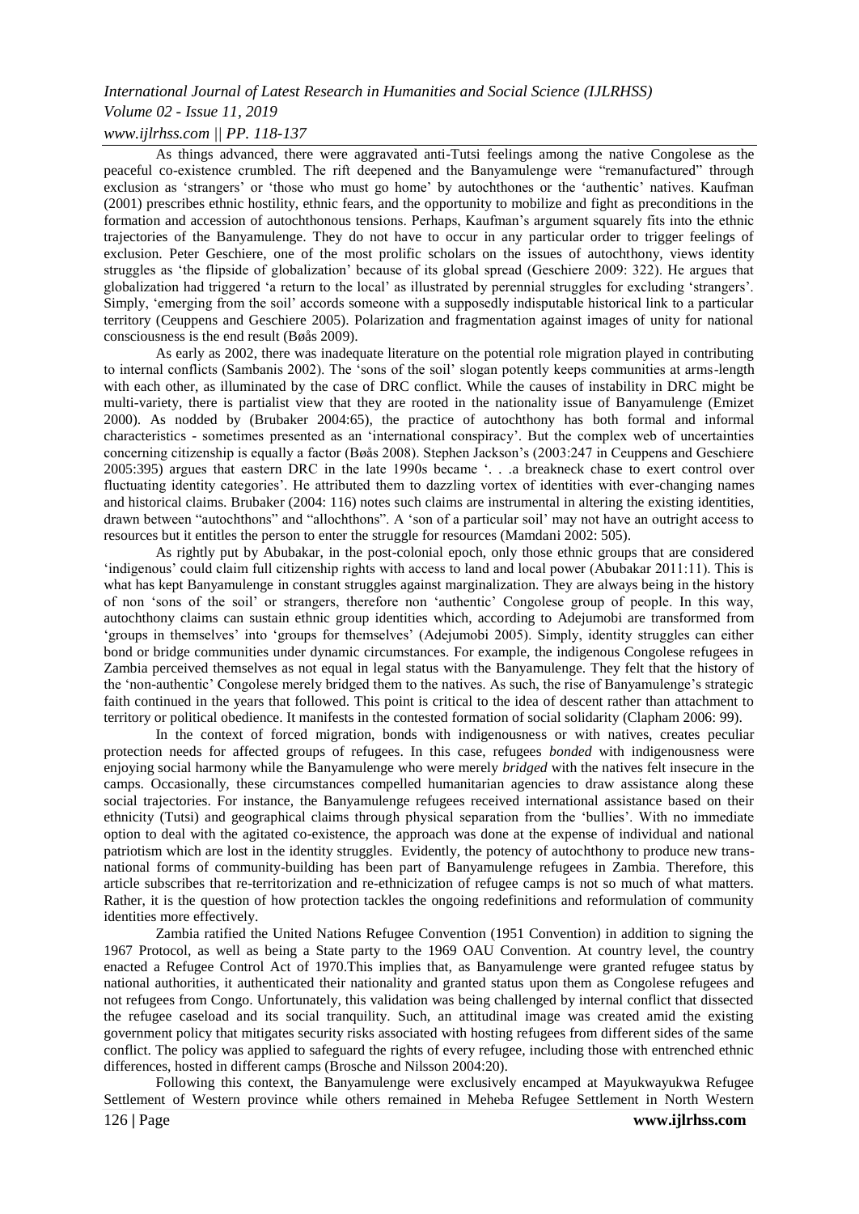As things advanced, there were aggravated anti-Tutsi feelings among the native Congolese as the peaceful co-existence crumbled. The rift deepened and the Banyamulenge were "remanufactured" through exclusion as 'strangers' or 'those who must go home' by autochthones or the 'authentic' natives. Kaufman (2001) prescribes ethnic hostility, ethnic fears, and the opportunity to mobilize and fight as preconditions in the formation and accession of autochthonous tensions. Perhaps, Kaufman's argument squarely fits into the ethnic trajectories of the Banyamulenge. They do not have to occur in any particular order to trigger feelings of exclusion. Peter Geschiere, one of the most prolific scholars on the issues of autochthony, views identity struggles as 'the flipside of globalization' because of its global spread (Geschiere 2009: 322). He argues that globalization had triggered 'a return to the local' as illustrated by perennial struggles for excluding 'strangers'. Simply, 'emerging from the soil' accords someone with a supposedly indisputable historical link to a particular territory (Ceuppens and Geschiere 2005). Polarization and fragmentation against images of unity for national consciousness is the end result (Bøås 2009).

As early as 2002, there was inadequate literature on the potential role migration played in contributing to internal conflicts (Sambanis 2002). The 'sons of the soil' slogan potently keeps communities at arms-length with each other, as illuminated by the case of DRC conflict. While the causes of instability in DRC might be multi-variety, there is partialist view that they are rooted in the nationality issue of Banyamulenge (Emizet 2000). As nodded by (Brubaker 2004:65), the practice of autochthony has both formal and informal characteristics - sometimes presented as an 'international conspiracy'. But the complex web of uncertainties concerning citizenship is equally a factor (Bøås 2008). Stephen Jackson's (2003:247 in Ceuppens and Geschiere 2005:395) argues that eastern DRC in the late 1990s became '. . .a breakneck chase to exert control over fluctuating identity categories'. He attributed them to dazzling vortex of identities with ever-changing names and historical claims. Brubaker (2004: 116) notes such claims are instrumental in altering the existing identities, drawn between "autochthons" and "allochthons". A 'son of a particular soil' may not have an outright access to resources but it entitles the person to enter the struggle for resources (Mamdani 2002: 505).

As rightly put by Abubakar, in the post-colonial epoch, only those ethnic groups that are considered 'indigenous' could claim full citizenship rights with access to land and local power (Abubakar 2011:11). This is what has kept Banyamulenge in constant struggles against marginalization. They are always being in the history of non 'sons of the soil' or strangers, therefore non 'authentic' Congolese group of people. In this way, autochthony claims can sustain ethnic group identities which, according to Adejumobi are transformed from 'groups in themselves' into 'groups for themselves' (Adejumobi 2005). Simply, identity struggles can either bond or bridge communities under dynamic circumstances. For example, the indigenous Congolese refugees in Zambia perceived themselves as not equal in legal status with the Banyamulenge. They felt that the history of the 'non-authentic' Congolese merely bridged them to the natives. As such, the rise of Banyamulenge's strategic faith continued in the years that followed. This point is critical to the idea of descent rather than attachment to territory or political obedience. It manifests in the contested formation of social solidarity (Clapham 2006: 99).

In the context of forced migration, bonds with indigenousness or with natives, creates peculiar protection needs for affected groups of refugees. In this case, refugees *bonded* with indigenousness were enjoying social harmony while the Banyamulenge who were merely *bridged* with the natives felt insecure in the camps. Occasionally, these circumstances compelled humanitarian agencies to draw assistance along these social trajectories. For instance, the Banyamulenge refugees received international assistance based on their ethnicity (Tutsi) and geographical claims through physical separation from the 'bullies'. With no immediate option to deal with the agitated co-existence, the approach was done at the expense of individual and national patriotism which are lost in the identity struggles. Evidently, the potency of autochthony to produce new trans-national forms of community-building has been part of Banyamulenge refugees in Zambia. Therefore, this article subscribes that re-territorization and re-ethnicization of refugee camps is not so much of what matters. Rather, it is the question of how protection tackles the ongoing redefinitions and reformulation of community identities more effectively.

Zambia ratified the United Nations Refugee Convention (1951 Convention) in addition to signing the 1967 Protocol, as well as being a State party to the 1969 OAU Convention. At country level, the country enacted a Refugee Control Act of 1970.This implies that, as Banyamulenge were granted refugee status by national authorities, it authenticated their nationality and granted status upon them as Congolese refugees and not refugees from Congo. Unfortunately, this validation was being challenged by internal conflict that dissected the refugee caseload and its social tranquility. Such, an attitudinal image was created amid the existing government policy that mitigates security risks associated with hosting refugees from different sides of the same conflict. The policy was applied to safeguard the rights of every refugee, including those with entrenched ethnic differences, hosted in different camps (Brosche and Nilsson 2004:20).

Following this context, the Banyamulenge were exclusively encamped at Mayukwayukwa Refugee Settlement of Western province while others remained in Meheba Refugee Settlement in North Western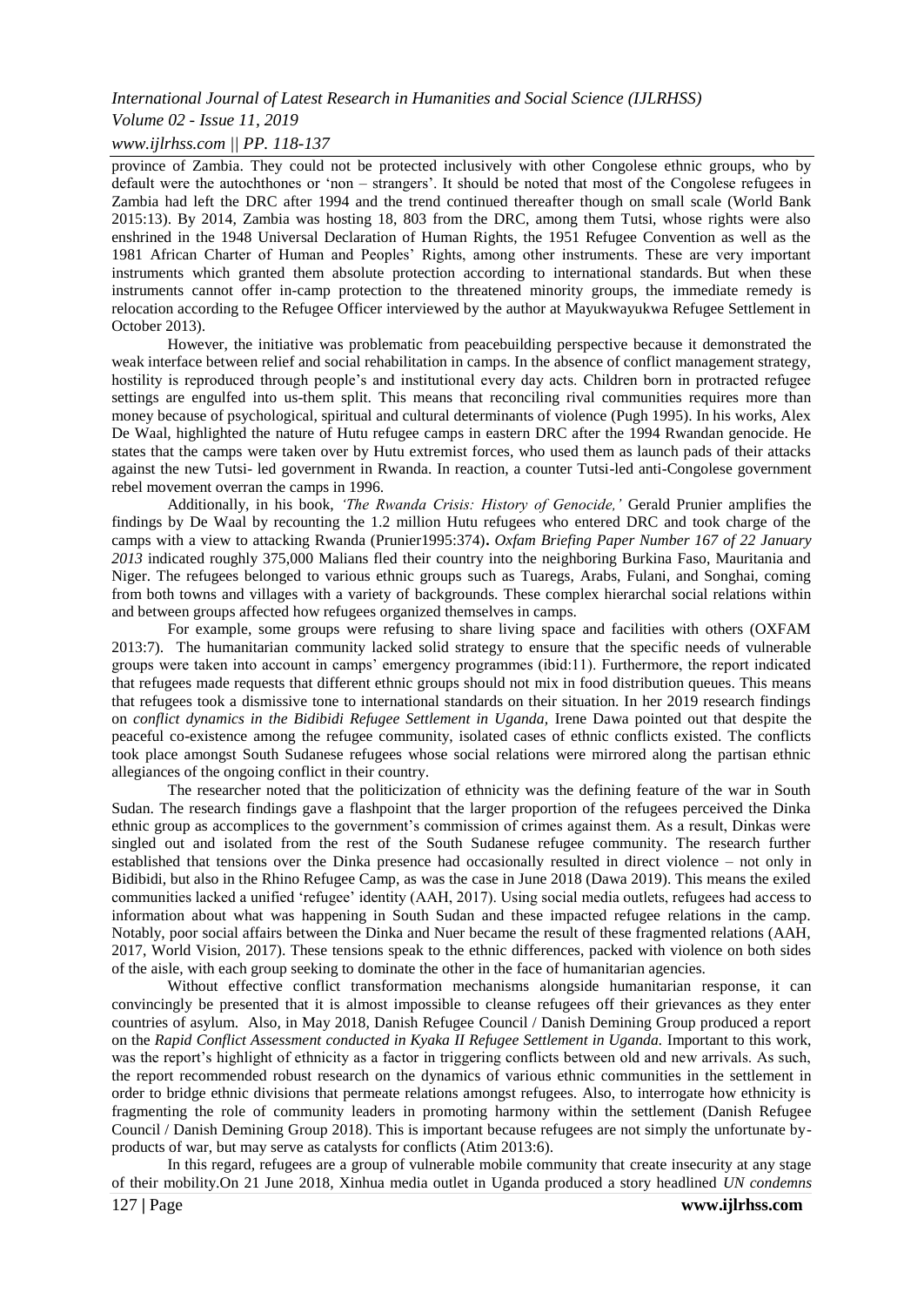province of Zambia. They could not be protected inclusively with other Congolese ethnic groups, who by default were the autochthones or 'non – strangers'. It should be noted that most of the Congolese refugees in Zambia had left the DRC after 1994 and the trend continued thereafter though on small scale (World Bank 2015:13). By 2014, Zambia was hosting 18, 803 from the DRC, among them Tutsi, whose rights were also enshrined in the 1948 Universal Declaration of Human Rights, the 1951 Refugee Convention as well as the 1981 African Charter of Human and Peoples' Rights, among other instruments. These are very important instruments which granted them absolute protection according to international standards. But when these instruments cannot offer in-camp protection to the threatened minority groups, the immediate remedy is relocation according to the Refugee Officer interviewed by the author at Mayukwayukwa Refugee Settlement in October 2013).

However, the initiative was problematic from peacebuilding perspective because it demonstrated the weak interface between relief and social rehabilitation in camps. In the absence of conflict management strategy, hostility is reproduced through people's and institutional every day acts. Children born in protracted refugee settings are engulfed into us-them split. This means that reconciling rival communities requires more than money because of psychological, spiritual and cultural determinants of violence (Pugh 1995). In his works, Alex De Waal, highlighted the nature of Hutu refugee camps in eastern DRC after the 1994 Rwandan genocide. He states that the camps were taken over by Hutu extremist forces, who used them as launch pads of their attacks against the new Tutsi- led government in Rwanda. In reaction, a counter Tutsi-led anti-Congolese government rebel movement overran the camps in 1996.

Additionally, in his book, *'The Rwanda Crisis: History of Genocide,'* Gerald Prunier amplifies the findings by De Waal by recounting the 1.2 million Hutu refugees who entered DRC and took charge of the camps with a view to attacking Rwanda (Prunier1995:374). *Oxfam Briefing Paper Number 167 of 22 January 2013* indicated roughly 375,000 Malians fled their country into the neighboring Burkina Faso, Mauritania and Niger. The refugees belonged to various ethnic groups such as Tuaregs, Arabs, Fulani, and Songhai, coming from both towns and villages with a variety of backgrounds. These complex hierarchal social relations within and between groups affected how refugees organized themselves in camps.

For example, some groups were refusing to share living space and facilities with others (OXFAM 2013:7). The humanitarian community lacked solid strategy to ensure that the specific needs of vulnerable groups were taken into account in camps' emergency programmes (ibid:11). Furthermore, the report indicated that refugees made requests that different ethnic groups should not mix in food distribution queues. This means that refugees took a dismissive tone to international standards on their situation. In her 2019 research findings on *conflict dynamics in the Bidibidi Refugee Settlement in Uganda,* Irene Dawa pointed out that despite the peaceful co-existence among the refugee community, isolated cases of ethnic conflicts existed. The conflicts took place amongst South Sudanese refugees whose social relations were mirrored along the partisan ethnic allegiances of the ongoing conflict in their country.

The researcher noted that the politicization of ethnicity was the defining feature of the war in South Sudan. The research findings gave a flashpoint that the larger proportion of the refugees perceived the Dinka ethnic group as accomplices to the government's commission of crimes against them. As a result, Dinkas were singled out and isolated from the rest of the South Sudanese refugee community. The research further established that tensions over the Dinka presence had occasionally resulted in direct violence – not only in Bidibidi, but also in the Rhino Refugee Camp, as was the case in June 2018 (Dawa 2019). This means the exiled communities lacked a unified 'refugee' identity (AAH, 2017). Using social media outlets, refugees had access to information about what was happening in South Sudan and these impacted refugee relations in the camp. Notably, poor social affairs between the Dinka and Nuer became the result of these fragmented relations (AAH, 2017, World Vision, 2017). These tensions speak to the ethnic differences, packed with violence on both sides of the aisle, with each group seeking to dominate the other in the face of humanitarian agencies.

Without effective conflict transformation mechanisms alongside humanitarian response, it can convincingly be presented that it is almost impossible to cleanse refugees off their grievances as they enter countries of asylum. Also, in May 2018, Danish Refugee Council / Danish Demining Group produced a report on the *Rapid Conflict Assessment conducted in Kyaka II Refugee Settlement in Uganda.* Important to this work, was the report's highlight of ethnicity as a factor in triggering conflicts between old and new arrivals. As such, the report recommended robust research on the dynamics of various ethnic communities in the settlement in order to bridge ethnic divisions that permeate relations amongst refugees. Also, to interrogate how ethnicity is fragmenting the role of community leaders in promoting harmony within the settlement (Danish Refugee Council / Danish Demining Group 2018). This is important because refugees are not simply the unfortunate by-products of war, but may serve as catalysts for conflicts (Atim 2013:6).

In this regard, refugees are a group of vulnerable mobile community that create insecurity at any stage of their mobility.On 21 June 2018, Xinhua media outlet in Uganda produced a story headlined *UN condemns*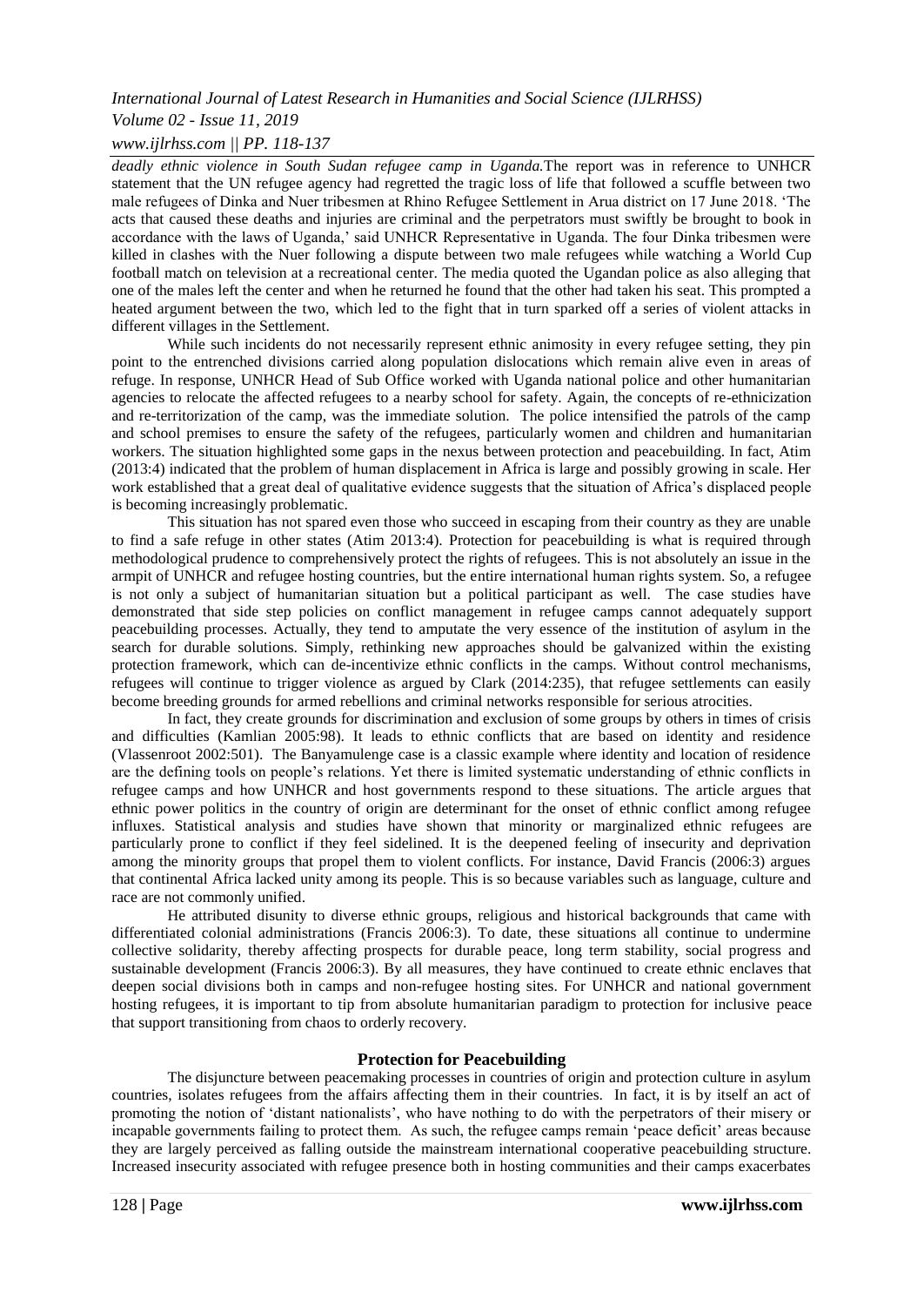*deadly ethnic violence in South Sudan refugee camp in Uganda.*The report was in reference to UNHCR statement that the UN refugee agency had regretted the tragic loss of life that followed a scuffle between two male refugees of Dinka and Nuer tribesmen at Rhino Refugee Settlement in Arua district on 17 June 2018. 'The acts that caused these deaths and injuries are criminal and the perpetrators must swiftly be brought to book in accordance with the laws of Uganda,' said UNHCR Representative in Uganda. The four Dinka tribesmen were killed in clashes with the Nuer following a dispute between two male refugees while watching a World Cup football match on television at a recreational center. The media quoted the Ugandan police as also alleging that one of the males left the center and when he returned he found that the other had taken his seat. This prompted a heated argument between the two, which led to the fight that in turn sparked off a series of violent attacks in different villages in the Settlement.

While such incidents do not necessarily represent ethnic animosity in every refugee setting, they pin point to the entrenched divisions carried along population dislocations which remain alive even in areas of refuge. In response, UNHCR Head of Sub Office worked with Uganda national police and other humanitarian agencies to relocate the affected refugees to a nearby school for safety. Again, the concepts of re-ethnicization and re-territorization of the camp, was the immediate solution. The police intensified the patrols of the camp and school premises to ensure the safety of the refugees, particularly women and children and humanitarian workers. The situation highlighted some gaps in the nexus between protection and peacebuilding. In fact, Atim (2013:4) indicated that the problem of human displacement in Africa is large and possibly growing in scale. Her work established that a great deal of qualitative evidence suggests that the situation of Africa's displaced people is becoming increasingly problematic.

This situation has not spared even those who succeed in escaping from their country as they are unable to find a safe refuge in other states (Atim 2013:4). Protection for peacebuilding is what is required through methodological prudence to comprehensively protect the rights of refugees. This is not absolutely an issue in the armpit of UNHCR and refugee hosting countries, but the entire international human rights system. So, a refugee is not only a subject of humanitarian situation but a political participant as well. The case studies have demonstrated that side step policies on conflict management in refugee camps cannot adequately support peacebuilding processes. Actually, they tend to amputate the very essence of the institution of asylum in the search for durable solutions. Simply, rethinking new approaches should be galvanized within the existing protection framework, which can de-incentivize ethnic conflicts in the camps. Without control mechanisms, refugees will continue to trigger violence as argued by Clark (2014:235), that refugee settlements can easily become breeding grounds for armed rebellions and criminal networks responsible for serious atrocities.

In fact, they create grounds for discrimination and exclusion of some groups by others in times of crisis and difficulties (Kamlian 2005:98). It leads to ethnic conflicts that are based on identity and residence (Vlassenroot 2002:501). The Banyamulenge case is a classic example where identity and location of residence are the defining tools on people's relations. Yet there is limited systematic understanding of ethnic conflicts in refugee camps and how UNHCR and host governments respond to these situations. The article argues that ethnic power politics in the country of origin are determinant for the onset of ethnic conflict among refugee influxes. Statistical analysis and studies have shown that minority or marginalized ethnic refugees are particularly prone to conflict if they feel sidelined. It is the deepened feeling of insecurity and deprivation among the minority groups that propel them to violent conflicts. For instance, David Francis (2006:3) argues that continental Africa lacked unity among its people. This is so because variables such as language, culture and race are not commonly unified.

He attributed disunity to diverse ethnic groups, religious and historical backgrounds that came with differentiated colonial administrations (Francis 2006:3). To date, these situations all continue to undermine collective solidarity, thereby affecting prospects for durable peace, long term stability, social progress and sustainable development (Francis 2006:3). By all measures, they have continued to create ethnic enclaves that deepen social divisions both in camps and non-refugee hosting sites. For UNHCR and national government hosting refugees, it is important to tip from absolute humanitarian paradigm to protection for inclusive peace that support transitioning from chaos to orderly recovery.

## Protection for Peacebuilding

The disjuncture between peacemaking processes in countries of origin and protection culture in asylum countries, isolates refugees from the affairs affecting them in their countries. In fact, it is by itself an act of promoting the notion of 'distant nationalists', who have nothing to do with the perpetrators of their misery or incapable governments failing to protect them. As such, the refugee camps remain 'peace deficit' areas because they are largely perceived as falling outside the mainstream international cooperative peacebuilding structure. Increased insecurity associated with refugee presence both in hosting communities and their camps exacerbates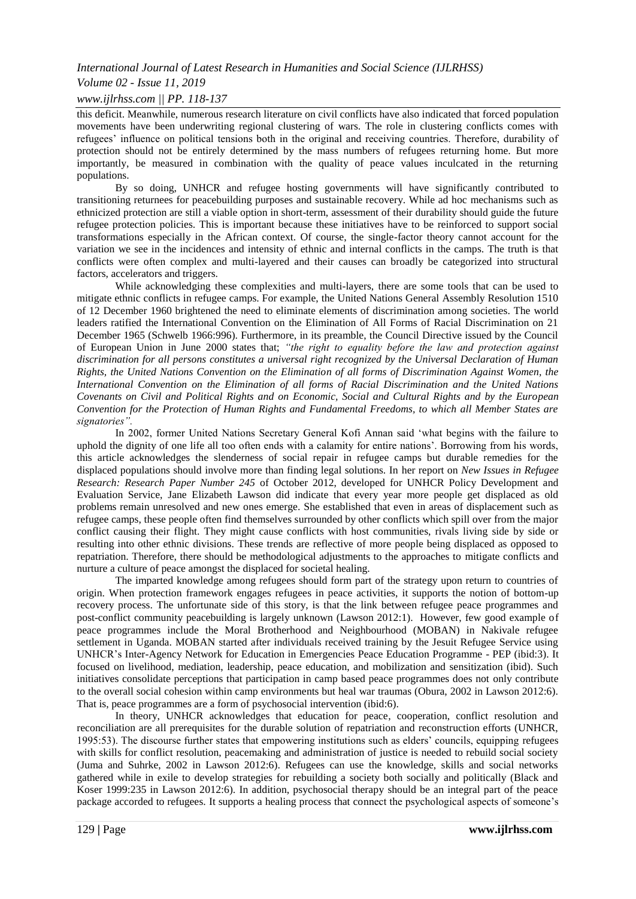this deficit. Meanwhile, numerous research literature on civil conflicts have also indicated that forced population movements have been underwriting regional clustering of wars. The role in clustering conflicts comes with refugees' influence on political tensions both in the original and receiving countries. Therefore, durability of protection should not be entirely determined by the mass numbers of refugees returning home. But more importantly, be measured in combination with the quality of peace values inculcated in the returning populations.

By so doing, UNHCR and refugee hosting governments will have significantly contributed to transitioning returnees for peacebuilding purposes and sustainable recovery. While ad hoc mechanisms such as ethnicized protection are still a viable option in short-term, assessment of their durability should guide the future refugee protection policies. This is important because these initiatives have to be reinforced to support social transformations especially in the African context. Of course, the single-factor theory cannot account for the variation we see in the incidences and intensity of ethnic and internal conflicts in the camps. The truth is that conflicts were often complex and multi-layered and their causes can broadly be categorized into structural factors, accelerators and triggers.

While acknowledging these complexities and multi-layers, there are some tools that can be used to mitigate ethnic conflicts in refugee camps. For example, the United Nations General Assembly Resolution 1510 of 12 December 1960 brightened the need to eliminate elements of discrimination among societies. The world leaders ratified the International Convention on the Elimination of All Forms of Racial Discrimination on 21 December 1965 (Schwelb 1966:996). Furthermore, in its preamble, the Council Directive issued by the Council of European Union in June 2000 states that; *"the right to equality before the law and protection against discrimination for all persons constitutes a universal right recognized by the Universal Declaration of Human Rights, the United Nations Convention on the Elimination of all forms of Discrimination Against Women, the International Convention on the Elimination of all forms of Racial Discrimination and the United Nations Covenants on Civil and Political Rights and on Economic, Social and Cultural Rights and by the European Convention for the Protection of Human Rights and Fundamental Freedoms, to which all Member States are signatories".*

In 2002, former United Nations Secretary General Kofi Annan said 'what begins with the failure to uphold the dignity of one life all too often ends with a calamity for entire nations'. Borrowing from his words, this article acknowledges the slenderness of social repair in refugee camps but durable remedies for the displaced populations should involve more than finding legal solutions. In her report on *New Issues in Refugee Research: Research Paper Number 245* of October 2012, developed for UNHCR Policy Development and Evaluation Service, Jane Elizabeth Lawson did indicate that every year more people get displaced as old problems remain unresolved and new ones emerge. She established that even in areas of displacement such as refugee camps, these people often find themselves surrounded by other conflicts which spill over from the major conflict causing their flight. They might cause conflicts with host communities, rivals living side by side or resulting into other ethnic divisions. These trends are reflective of more people being displaced as opposed to repatriation. Therefore, there should be methodological adjustments to the approaches to mitigate conflicts and nurture a culture of peace amongst the displaced for societal healing.

The imparted knowledge among refugees should form part of the strategy upon return to countries of origin. When protection framework engages refugees in peace activities, it supports the notion of bottom-up recovery process. The unfortunate side of this story, is that the link between refugee peace programmes and post-conflict community peacebuilding is largely unknown (Lawson 2012:1). However, few good example of peace programmes include the Moral Brotherhood and Neighbourhood (MOBAN) in Nakivale refugee settlement in Uganda. MOBAN started after individuals received training by the Jesuit Refugee Service using UNHCR's Inter-Agency Network for Education in Emergencies Peace Education Programme - PEP (ibid:3). It focused on livelihood, mediation, leadership, peace education, and mobilization and sensitization (ibid). Such initiatives consolidate perceptions that participation in camp based peace programmes does not only contribute to the overall social cohesion within camp environments but heal war traumas (Obura, 2002 in Lawson 2012:6). That is, peace programmes are a form of psychosocial intervention (ibid:6).

In theory, UNHCR acknowledges that education for peace, cooperation, conflict resolution and reconciliation are all prerequisites for the durable solution of repatriation and reconstruction efforts (UNHCR, 1995:53). The discourse further states that empowering institutions such as elders' councils, equipping refugees with skills for conflict resolution, peacemaking and administration of justice is needed to rebuild social society (Juma and Suhrke, 2002 in Lawson 2012:6). Refugees can use the knowledge, skills and social networks gathered while in exile to develop strategies for rebuilding a society both socially and politically (Black and Koser 1999:235 in Lawson 2012:6). In addition, psychosocial therapy should be an integral part of the peace package accorded to refugees. It supports a healing process that connect the psychological aspects of someone's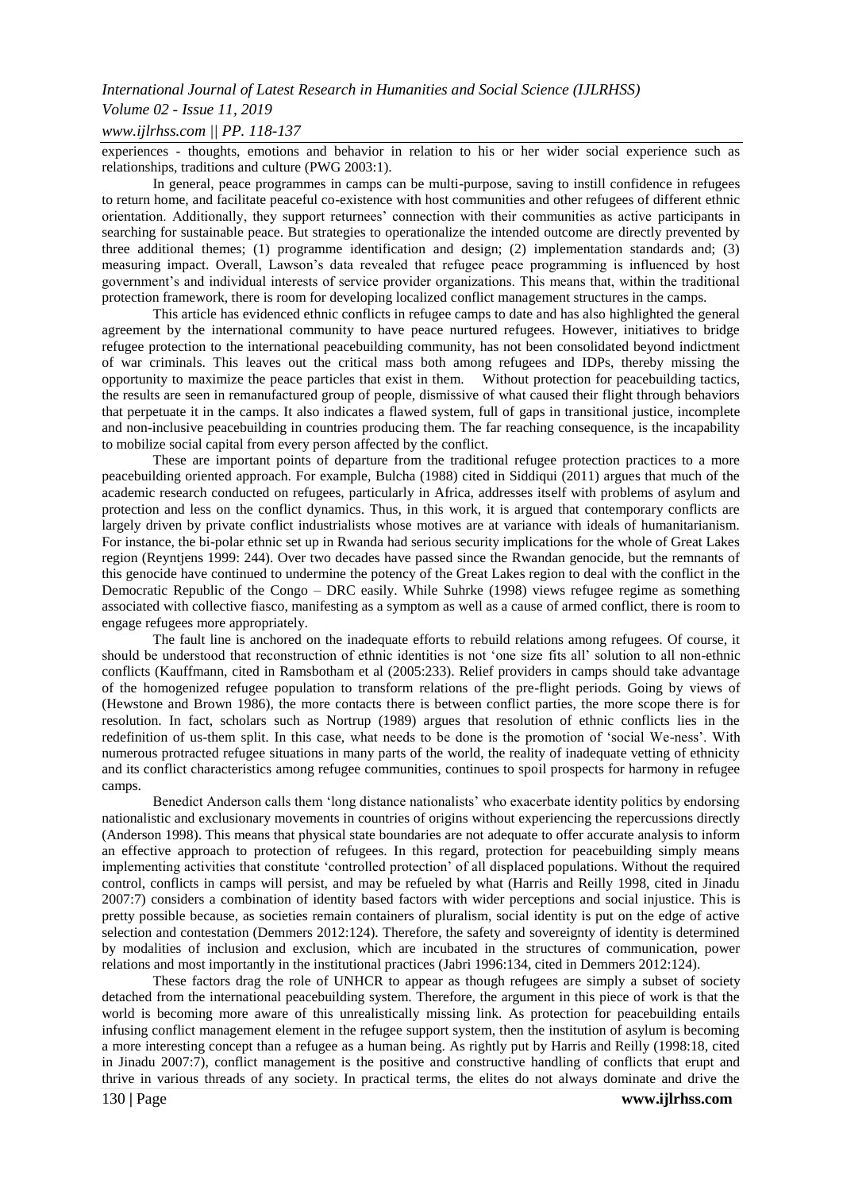experiences - thoughts, emotions and behavior in relation to his or her wider social experience such as relationships, traditions and culture (PWG 2003:1).

In general, peace programmes in camps can be multi-purpose, saving to instill confidence in refugees to return home, and facilitate peaceful co-existence with host communities and other refugees of different ethnic orientation. Additionally, they support returnees' connection with their communities as active participants in searching for sustainable peace. But strategies to operationalize the intended outcome are directly prevented by three additional themes; (1) programme identification and design; (2) implementation standards and; (3) measuring impact. Overall, Lawson's data revealed that refugee peace programming is influenced by host government's and individual interests of service provider organizations. This means that, within the traditional protection framework, there is room for developing localized conflict management structures in the camps.

This article has evidenced ethnic conflicts in refugee camps to date and has also highlighted the general agreement by the international community to have peace nurtured refugees. However, initiatives to bridge refugee protection to the international peacebuilding community, has not been consolidated beyond indictment of war criminals. This leaves out the critical mass both among refugees and IDPs, thereby missing the opportunity to maximize the peace particles that exist in them. Without protection for peacebuilding tactics, the results are seen in remanufactured group of people, dismissive of what caused their flight through behaviors that perpetuate it in the camps. It also indicates a flawed system, full of gaps in transitional justice, incomplete and non-inclusive peacebuilding in countries producing them. The far reaching consequence, is the incapability to mobilize social capital from every person affected by the conflict.

These are important points of departure from the traditional refugee protection practices to a more peacebuilding oriented approach. For example, Bulcha (1988) cited in Siddiqui (2011) argues that much of the academic research conducted on refugees, particularly in Africa, addresses itself with problems of asylum and protection and less on the conflict dynamics. Thus, in this work, it is argued that contemporary conflicts are largely driven by private conflict industrialists whose motives are at variance with ideals of humanitarianism. For instance, the bi-polar ethnic set up in Rwanda had serious security implications for the whole of Great Lakes region (Reyntjens 1999: 244). Over two decades have passed since the Rwandan genocide, but the remnants of this genocide have continued to undermine the potency of the Great Lakes region to deal with the conflict in the Democratic Republic of the Congo – DRC easily. While Suhrke (1998) views refugee regime as something associated with collective fiasco, manifesting as a symptom as well as a cause of armed conflict, there is room to engage refugees more appropriately.

The fault line is anchored on the inadequate efforts to rebuild relations among refugees. Of course, it should be understood that reconstruction of ethnic identities is not 'one size fits all' solution to all non-ethnic conflicts (Kauffmann, cited in Ramsbotham et al (2005:233). Relief providers in camps should take advantage of the homogenized refugee population to transform relations of the pre-flight periods. Going by views of (Hewstone and Brown 1986), the more contacts there is between conflict parties, the more scope there is for resolution. In fact, scholars such as Nortrup (1989) argues that resolution of ethnic conflicts lies in the redefinition of us-them split. In this case, what needs to be done is the promotion of 'social We-ness'. With numerous protracted refugee situations in many parts of the world, the reality of inadequate vetting of ethnicity and its conflict characteristics among refugee communities, continues to spoil prospects for harmony in refugee camps.

Benedict Anderson calls them 'long distance nationalists' who exacerbate identity politics by endorsing nationalistic and exclusionary movements in countries of origins without experiencing the repercussions directly (Anderson 1998). This means that physical state boundaries are not adequate to offer accurate analysis to inform an effective approach to protection of refugees. In this regard, protection for peacebuilding simply means implementing activities that constitute 'controlled protection' of all displaced populations. Without the required control, conflicts in camps will persist, and may be refueled by what (Harris and Reilly 1998, cited in Jinadu 2007:7) considers a combination of identity based factors with wider perceptions and social injustice. This is pretty possible because, as societies remain containers of pluralism, social identity is put on the edge of active selection and contestation (Demmers 2012:124). Therefore, the safety and sovereignty of identity is determined by modalities of inclusion and exclusion, which are incubated in the structures of communication, power relations and most importantly in the institutional practices (Jabri 1996:134, cited in Demmers 2012:124).

These factors drag the role of UNHCR to appear as though refugees are simply a subset of society detached from the international peacebuilding system. Therefore, the argument in this piece of work is that the world is becoming more aware of this unrealistically missing link. As protection for peacebuilding entails infusing conflict management element in the refugee support system, then the institution of asylum is becoming a more interesting concept than a refugee as a human being. As rightly put by Harris and Reilly (1998:18, cited in Jinadu 2007:7), conflict management is the positive and constructive handling of conflicts that erupt and thrive in various threads of any society. In practical terms, the elites do not always dominate and drive the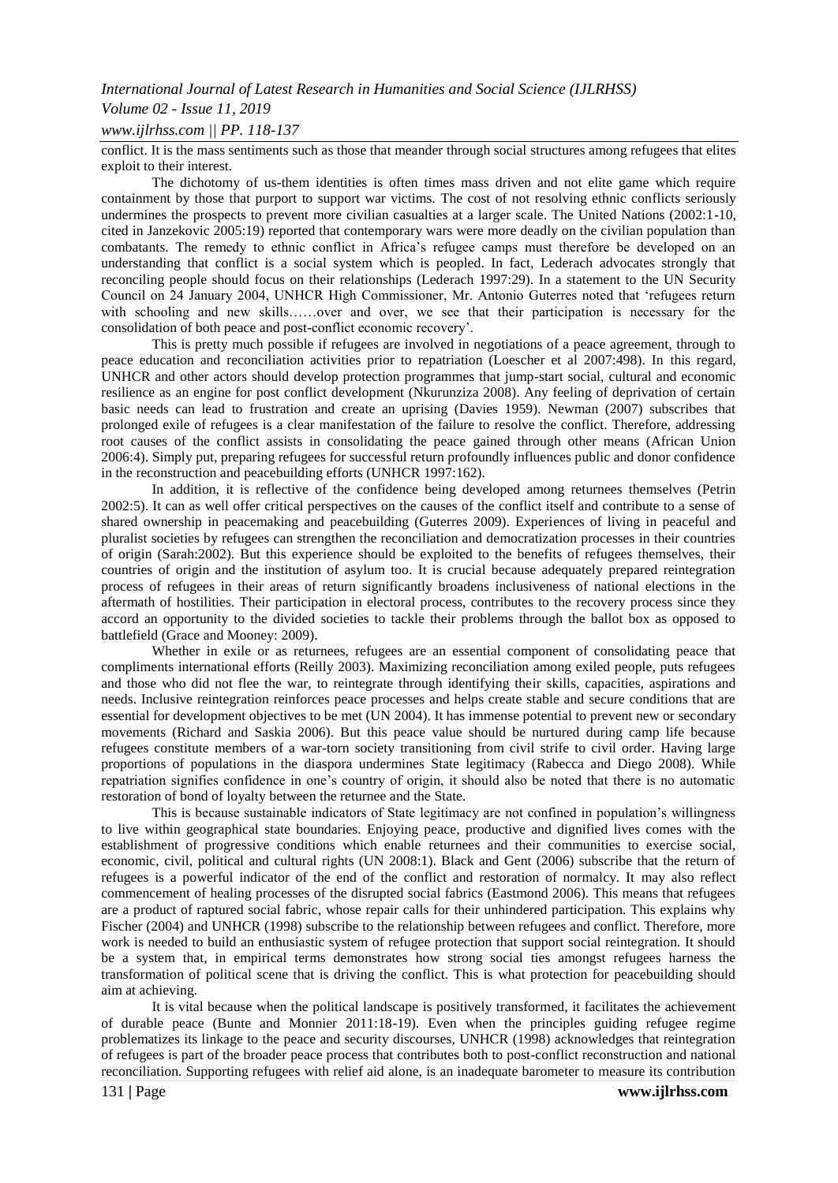conflict. It is the mass sentiments such as those that meander through social structures among refugees that elites exploit to their interest.

The dichotomy of us-them identities is often times mass driven and not elite game which require containment by those that purport to support war victims. The cost of not resolving ethnic conflicts seriously undermines the prospects to prevent more civilian casualties at a larger scale. The United Nations (2002:1-10, cited in Janzekovic 2005:19) reported that contemporary wars were more deadly on the civilian population than combatants. The remedy to ethnic conflict in Africa's refugee camps must therefore be developed on an understanding that conflict is a social system which is peopled. In fact, Lederach advocates strongly that reconciling people should focus on their relationships (Lederach 1997:29). In a statement to the UN Security Council on 24 January 2004, UNHCR High Commissioner, Mr. Antonio Guterres noted that 'refugees return with schooling and new skills……over and over, we see that their participation is necessary for the consolidation of both peace and post-conflict economic recovery'.

This is pretty much possible if refugees are involved in negotiations of a peace agreement, through to peace education and reconciliation activities prior to repatriation (Loescher et al 2007:498). In this regard, UNHCR and other actors should develop protection programmes that jump-start social, cultural and economic resilience as an engine for post conflict development (Nkurunziza 2008). Any feeling of deprivation of certain basic needs can lead to frustration and create an uprising (Davies 1959). Newman (2007) subscribes that prolonged exile of refugees is a clear manifestation of the failure to resolve the conflict. Therefore, addressing root causes of the conflict assists in consolidating the peace gained through other means (African Union 2006:4). Simply put, preparing refugees for successful return profoundly influences public and donor confidence in the reconstruction and peacebuilding efforts (UNHCR 1997:162).

In addition, it is reflective of the confidence being developed among returnees themselves (Petrin 2002:5). It can as well offer critical perspectives on the causes of the conflict itself and contribute to a sense of shared ownership in peacemaking and peacebuilding (Guterres 2009). Experiences of living in peaceful and pluralist societies by refugees can strengthen the reconciliation and democratization processes in their countries of origin (Sarah:2002). But this experience should be exploited to the benefits of refugees themselves, their countries of origin and the institution of asylum too. It is crucial because adequately prepared reintegration process of refugees in their areas of return significantly broadens inclusiveness of national elections in the aftermath of hostilities. Their participation in electoral process, contributes to the recovery process since they accord an opportunity to the divided societies to tackle their problems through the ballot box as opposed to battlefield (Grace and Mooney: 2009).

Whether in exile or as returnees, refugees are an essential component of consolidating peace that compliments international efforts (Reilly 2003). Maximizing reconciliation among exiled people, puts refugees and those who did not flee the war, to reintegrate through identifying their skills, capacities, aspirations and needs. Inclusive reintegration reinforces peace processes and helps create stable and secure conditions that are essential for development objectives to be met (UN 2004). It has immense potential to prevent new or secondary movements (Richard and Saskia 2006). But this peace value should be nurtured during camp life because refugees constitute members of a war-torn society transitioning from civil strife to civil order. Having large proportions of populations in the diaspora undermines State legitimacy (Rabecca and Diego 2008). While repatriation signifies confidence in one's country of origin, it should also be noted that there is no automatic restoration of bond of loyalty between the returnee and the State.

This is because sustainable indicators of State legitimacy are not confined in population's willingness to live within geographical state boundaries. Enjoying peace, productive and dignified lives comes with the establishment of progressive conditions which enable returnees and their communities to exercise social, economic, civil, political and cultural rights (UN 2008:1). Black and Gent (2006) subscribe that the return of refugees is a powerful indicator of the end of the conflict and restoration of normalcy. It may also reflect commencement of healing processes of the disrupted social fabrics (Eastmond 2006). This means that refugees are a product of raptured social fabric, whose repair calls for their unhindered participation. This explains why Fischer (2004) and UNHCR (1998) subscribe to the relationship between refugees and conflict. Therefore, more work is needed to build an enthusiastic system of refugee protection that support social reintegration. It should be a system that, in empirical terms demonstrates how strong social ties amongst refugees harness the transformation of political scene that is driving the conflict. This is what protection for peacebuilding should aim at achieving.

It is vital because when the political landscape is positively transformed, it facilitates the achievement of durable peace (Bunte and Monnier 2011:18-19). Even when the principles guiding refugee regime problematizes its linkage to the peace and security discourses, UNHCR (1998) acknowledges that reintegration of refugees is part of the broader peace process that contributes both to post-conflict reconstruction and national reconciliation. Supporting refugees with relief aid alone, is an inadequate barometer to measure its contribution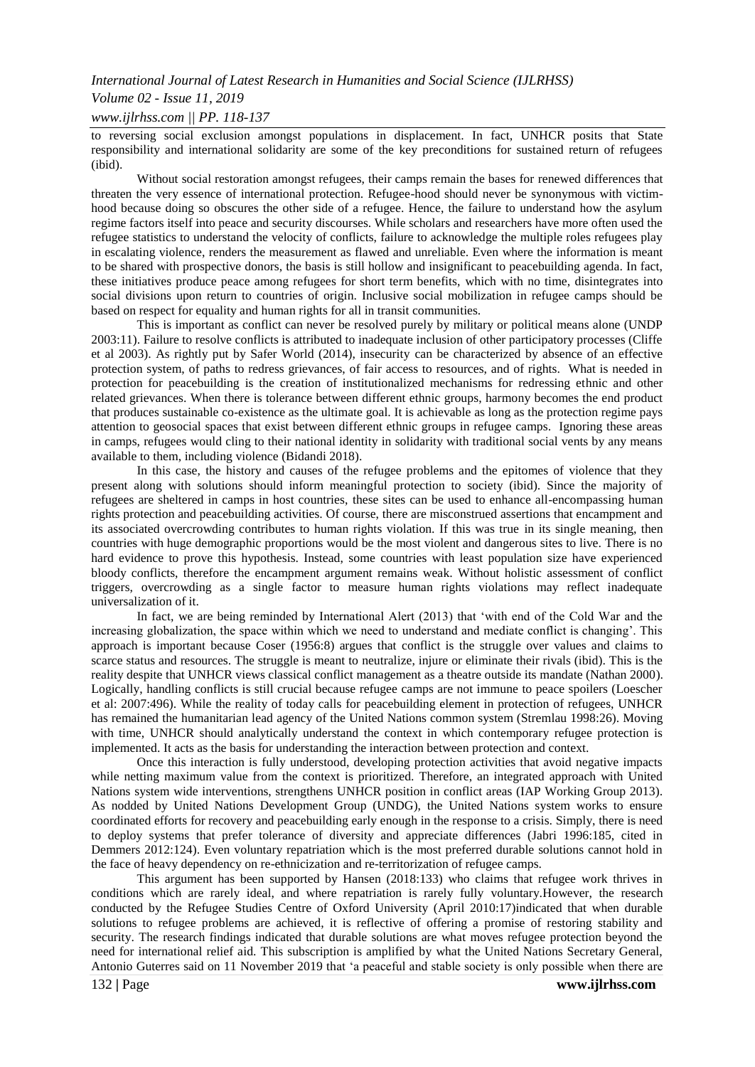to reversing social exclusion amongst populations in displacement. In fact, UNHCR posits that State responsibility and international solidarity are some of the key preconditions for sustained return of refugees (ibid).

Without social restoration amongst refugees, their camps remain the bases for renewed differences that threaten the very essence of international protection. Refugee-hood should never be synonymous with victim-hood because doing so obscures the other side of a refugee. Hence, the failure to understand how the asylum regime factors itself into peace and security discourses. While scholars and researchers have more often used the refugee statistics to understand the velocity of conflicts, failure to acknowledge the multiple roles refugees play in escalating violence, renders the measurement as flawed and unreliable. Even where the information is meant to be shared with prospective donors, the basis is still hollow and insignificant to peacebuilding agenda. In fact, these initiatives produce peace among refugees for short term benefits, which with no time, disintegrates into social divisions upon return to countries of origin. Inclusive social mobilization in refugee camps should be based on respect for equality and human rights for all in transit communities.

This is important as conflict can never be resolved purely by military or political means alone (UNDP 2003:11). Failure to resolve conflicts is attributed to inadequate inclusion of other participatory processes (Cliffe et al 2003). As rightly put by Safer World (2014), insecurity can be characterized by absence of an effective protection system, of paths to redress grievances, of fair access to resources, and of rights. What is needed in protection for peacebuilding is the creation of institutionalized mechanisms for redressing ethnic and other related grievances. When there is tolerance between different ethnic groups, harmony becomes the end product that produces sustainable co-existence as the ultimate goal. It is achievable as long as the protection regime pays attention to geosocial spaces that exist between different ethnic groups in refugee camps. Ignoring these areas in camps, refugees would cling to their national identity in solidarity with traditional social vents by any means available to them, including violence (Bidandi 2018).

In this case, the history and causes of the refugee problems and the epitomes of violence that they present along with solutions should inform meaningful protection to society (ibid). Since the majority of refugees are sheltered in camps in host countries, these sites can be used to enhance all-encompassing human rights protection and peacebuilding activities. Of course, there are misconstrued assertions that encampment and its associated overcrowding contributes to human rights violation. If this was true in its single meaning, then countries with huge demographic proportions would be the most violent and dangerous sites to live. There is no hard evidence to prove this hypothesis. Instead, some countries with least population size have experienced bloody conflicts, therefore the encampment argument remains weak. Without holistic assessment of conflict triggers, overcrowding as a single factor to measure human rights violations may reflect inadequate universalization of it.

In fact, we are being reminded by International Alert (2013) that 'with end of the Cold War and the increasing globalization, the space within which we need to understand and mediate conflict is changing'. This approach is important because Coser (1956:8) argues that conflict is the struggle over values and claims to scarce status and resources. The struggle is meant to neutralize, injure or eliminate their rivals (ibid). This is the reality despite that UNHCR views classical conflict management as a theatre outside its mandate (Nathan 2000). Logically, handling conflicts is still crucial because refugee camps are not immune to peace spoilers (Loescher et al: 2007:496). While the reality of today calls for peacebuilding element in protection of refugees, UNHCR has remained the humanitarian lead agency of the United Nations common system (Stremlau 1998:26). Moving with time, UNHCR should analytically understand the context in which contemporary refugee protection is implemented. It acts as the basis for understanding the interaction between protection and context.

Once this interaction is fully understood, developing protection activities that avoid negative impacts while netting maximum value from the context is prioritized. Therefore, an integrated approach with United Nations system wide interventions, strengthens UNHCR position in conflict areas (IAP Working Group 2013). As nodded by United Nations Development Group (UNDG), the United Nations system works to ensure coordinated efforts for recovery and peacebuilding early enough in the response to a crisis. Simply, there is need to deploy systems that prefer tolerance of diversity and appreciate differences (Jabri 1996:185, cited in Demmers 2012:124). Even voluntary repatriation which is the most preferred durable solutions cannot hold in the face of heavy dependency on re-ethnicization and re-territorization of refugee camps.

This argument has been supported by Hansen (2018:133) who claims that refugee work thrives in conditions which are rarely ideal, and where repatriation is rarely fully voluntary.However, the research conducted by the Refugee Studies Centre of Oxford University (April 2010:17)indicated that when durable solutions to refugee problems are achieved, it is reflective of offering a promise of restoring stability and security. The research findings indicated that durable solutions are what moves refugee protection beyond the need for international relief aid. This subscription is amplified by what the United Nations Secretary General, Antonio Guterres said on 11 November 2019 that 'a peaceful and stable society is only possible when there are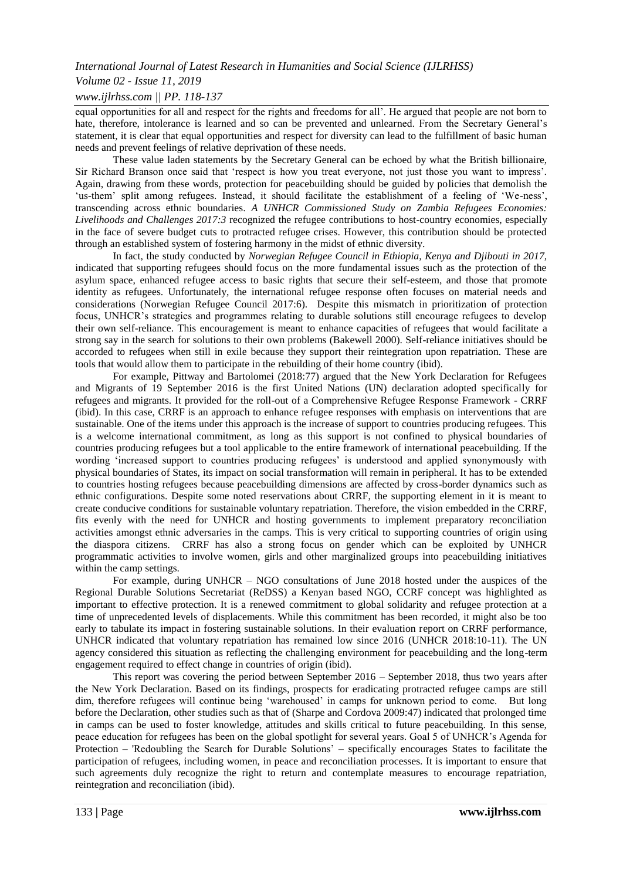equal opportunities for all and respect for the rights and freedoms for all'. He argued that people are not born to hate, therefore, intolerance is learned and so can be prevented and unlearned. From the Secretary General's statement, it is clear that equal opportunities and respect for diversity can lead to the fulfillment of basic human needs and prevent feelings of relative deprivation of these needs.

These value laden statements by the Secretary General can be echoed by what the British billionaire, Sir Richard Branson once said that 'respect is how you treat everyone, not just those you want to impress'. Again, drawing from these words, protection for peacebuilding should be guided by policies that demolish the 'us-them' split among refugees. Instead, it should facilitate the establishment of a feeling of 'We-ness', transcending across ethnic boundaries. *A UNHCR Commissioned Study on Zambia Refugees Economies: Livelihoods and Challenges 2017:3* recognized the refugee contributions to host-country economies, especially in the face of severe budget cuts to protracted refugee crises. However, this contribution should be protected through an established system of fostering harmony in the midst of ethnic diversity.

In fact, the study conducted by *Norwegian Refugee Council in Ethiopia, Kenya and Djibouti in 2017,* indicated that supporting refugees should focus on the more fundamental issues such as the protection of the asylum space, enhanced refugee access to basic rights that secure their self-esteem, and those that promote identity as refugees. Unfortunately, the international refugee response often focuses on material needs and considerations (Norwegian Refugee Council 2017:6). Despite this mismatch in prioritization of protection focus, UNHCR's strategies and programmes relating to durable solutions still encourage refugees to develop their own self-reliance. This encouragement is meant to enhance capacities of refugees that would facilitate a strong say in the search for solutions to their own problems (Bakewell 2000). Self-reliance initiatives should be accorded to refugees when still in exile because they support their reintegration upon repatriation. These are tools that would allow them to participate in the rebuilding of their home country (ibid).

For example, Pittway and Bartolomei (2018:77) argued that the New York Declaration for Refugees and Migrants of 19 September 2016 is the first United Nations (UN) declaration adopted specifically for refugees and migrants. It provided for the roll-out of a Comprehensive Refugee Response Framework - CRRF (ibid). In this case, CRRF is an approach to enhance refugee responses with emphasis on interventions that are sustainable. One of the items under this approach is the increase of support to countries producing refugees. This is a welcome international commitment, as long as this support is not confined to physical boundaries of countries producing refugees but a tool applicable to the entire framework of international peacebuilding. If the wording 'increased support to countries producing refugees' is understood and applied synonymously with physical boundaries of States, its impact on social transformation will remain in peripheral. It has to be extended to countries hosting refugees because peacebuilding dimensions are affected by cross-border dynamics such as ethnic configurations. Despite some noted reservations about CRRF, the supporting element in it is meant to create conducive conditions for sustainable voluntary repatriation. Therefore, the vision embedded in the CRRF, fits evenly with the need for UNHCR and hosting governments to implement preparatory reconciliation activities amongst ethnic adversaries in the camps. This is very critical to supporting countries of origin using the diaspora citizens. CRRF has also a strong focus on gender which can be exploited by UNHCR programmatic activities to involve women, girls and other marginalized groups into peacebuilding initiatives within the camp settings.

For example, during UNHCR – NGO consultations of June 2018 hosted under the auspices of the Regional Durable Solutions Secretariat (ReDSS) a Kenyan based NGO, CCRF concept was highlighted as important to effective protection. It is a renewed commitment to global solidarity and refugee protection at a time of unprecedented levels of displacements. While this commitment has been recorded, it might also be too early to tabulate its impact in fostering sustainable solutions. In their evaluation report on CRRF performance, UNHCR indicated that voluntary repatriation has remained low since 2016 (UNHCR 2018:10-11). The UN agency considered this situation as reflecting the challenging environment for peacebuilding and the long-term engagement required to effect change in countries of origin (ibid).

This report was covering the period between September 2016 – September 2018, thus two years after the New York Declaration. Based on its findings, prospects for eradicating protracted refugee camps are still dim, therefore refugees will continue being 'warehoused' in camps for unknown period to come. But long before the Declaration, other studies such as that of (Sharpe and Cordova 2009:47) indicated that prolonged time in camps can be used to foster knowledge, attitudes and skills critical to future peacebuilding. In this sense, peace education for refugees has been on the global spotlight for several years. Goal 5 of UNHCR's Agenda for Protection – 'Redoubling the Search for Durable Solutions' – specifically encourages States to facilitate the participation of refugees, including women, in peace and reconciliation processes. It is important to ensure that such agreements duly recognize the right to return and contemplate measures to encourage repatriation, reintegration and reconciliation (ibid).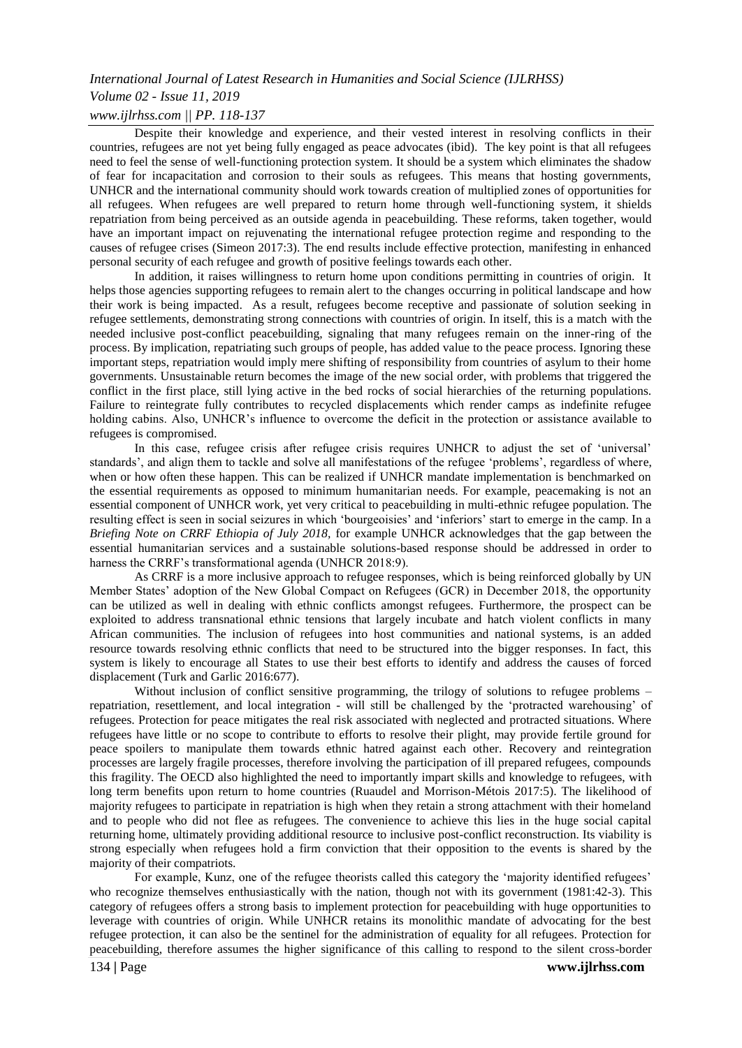Despite their knowledge and experience, and their vested interest in resolving conflicts in their countries, refugees are not yet being fully engaged as peace advocates (ibid). The key point is that all refugees need to feel the sense of well-functioning protection system. It should be a system which eliminates the shadow of fear for incapacitation and corrosion to their souls as refugees. This means that hosting governments, UNHCR and the international community should work towards creation of multiplied zones of opportunities for all refugees. When refugees are well prepared to return home through well-functioning system, it shields repatriation from being perceived as an outside agenda in peacebuilding. These reforms, taken together, would have an important impact on rejuvenating the international refugee protection regime and responding to the causes of refugee crises (Simeon 2017:3). The end results include effective protection, manifesting in enhanced personal security of each refugee and growth of positive feelings towards each other.

In addition, it raises willingness to return home upon conditions permitting in countries of origin. It helps those agencies supporting refugees to remain alert to the changes occurring in political landscape and how their work is being impacted. As a result, refugees become receptive and passionate of solution seeking in refugee settlements, demonstrating strong connections with countries of origin. In itself, this is a match with the needed inclusive post-conflict peacebuilding, signaling that many refugees remain on the inner-ring of the process. By implication, repatriating such groups of people, has added value to the peace process. Ignoring these important steps, repatriation would imply mere shifting of responsibility from countries of asylum to their home governments. Unsustainable return becomes the image of the new social order, with problems that triggered the conflict in the first place, still lying active in the bed rocks of social hierarchies of the returning populations. Failure to reintegrate fully contributes to recycled displacements which render camps as indefinite refugee holding cabins. Also, UNHCR's influence to overcome the deficit in the protection or assistance available to refugees is compromised.

In this case, refugee crisis after refugee crisis requires UNHCR to adjust the set of 'universal' standards', and align them to tackle and solve all manifestations of the refugee 'problems', regardless of where, when or how often these happen. This can be realized if UNHCR mandate implementation is benchmarked on the essential requirements as opposed to minimum humanitarian needs. For example, peacemaking is not an essential component of UNHCR work, yet very critical to peacebuilding in multi-ethnic refugee population. The resulting effect is seen in social seizures in which 'bourgeoisies' and 'inferiors' start to emerge in the camp. In a *Briefing Note on CRRF Ethiopia of July 2018*, for example UNHCR acknowledges that the gap between the essential humanitarian services and a sustainable solutions-based response should be addressed in order to harness the CRRF's transformational agenda (UNHCR 2018:9).

As CRRF is a more inclusive approach to refugee responses, which is being reinforced globally by UN Member States' adoption of the New Global Compact on Refugees (GCR) in December 2018, the opportunity can be utilized as well in dealing with ethnic conflicts amongst refugees. Furthermore, the prospect can be exploited to address transnational ethnic tensions that largely incubate and hatch violent conflicts in many African communities. The inclusion of refugees into host communities and national systems, is an added resource towards resolving ethnic conflicts that need to be structured into the bigger responses. In fact, this system is likely to encourage all States to use their best efforts to identify and address the causes of forced displacement (Turk and Garlic 2016:677).

Without inclusion of conflict sensitive programming, the trilogy of solutions to refugee problems – repatriation, resettlement, and local integration - will still be challenged by the 'protracted warehousing' of refugees. Protection for peace mitigates the real risk associated with neglected and protracted situations. Where refugees have little or no scope to contribute to efforts to resolve their plight, may provide fertile ground for peace spoilers to manipulate them towards ethnic hatred against each other. Recovery and reintegration processes are largely fragile processes, therefore involving the participation of ill prepared refugees, compounds this fragility. The OECD also highlighted the need to importantly impart skills and knowledge to refugees, with long term benefits upon return to home countries (Ruaudel and Morrison-Métois 2017:5). The likelihood of majority refugees to participate in repatriation is high when they retain a strong attachment with their homeland and to people who did not flee as refugees. The convenience to achieve this lies in the huge social capital returning home, ultimately providing additional resource to inclusive post-conflict reconstruction. Its viability is strong especially when refugees hold a firm conviction that their opposition to the events is shared by the majority of their compatriots.

For example, Kunz, one of the refugee theorists called this category the 'majority identified refugees' who recognize themselves enthusiastically with the nation, though not with its government (1981:42-3). This category of refugees offers a strong basis to implement protection for peacebuilding with huge opportunities to leverage with countries of origin. While UNHCR retains its monolithic mandate of advocating for the best refugee protection, it can also be the sentinel for the administration of equality for all refugees. Protection for peacebuilding, therefore assumes the higher significance of this calling to respond to the silent cross-border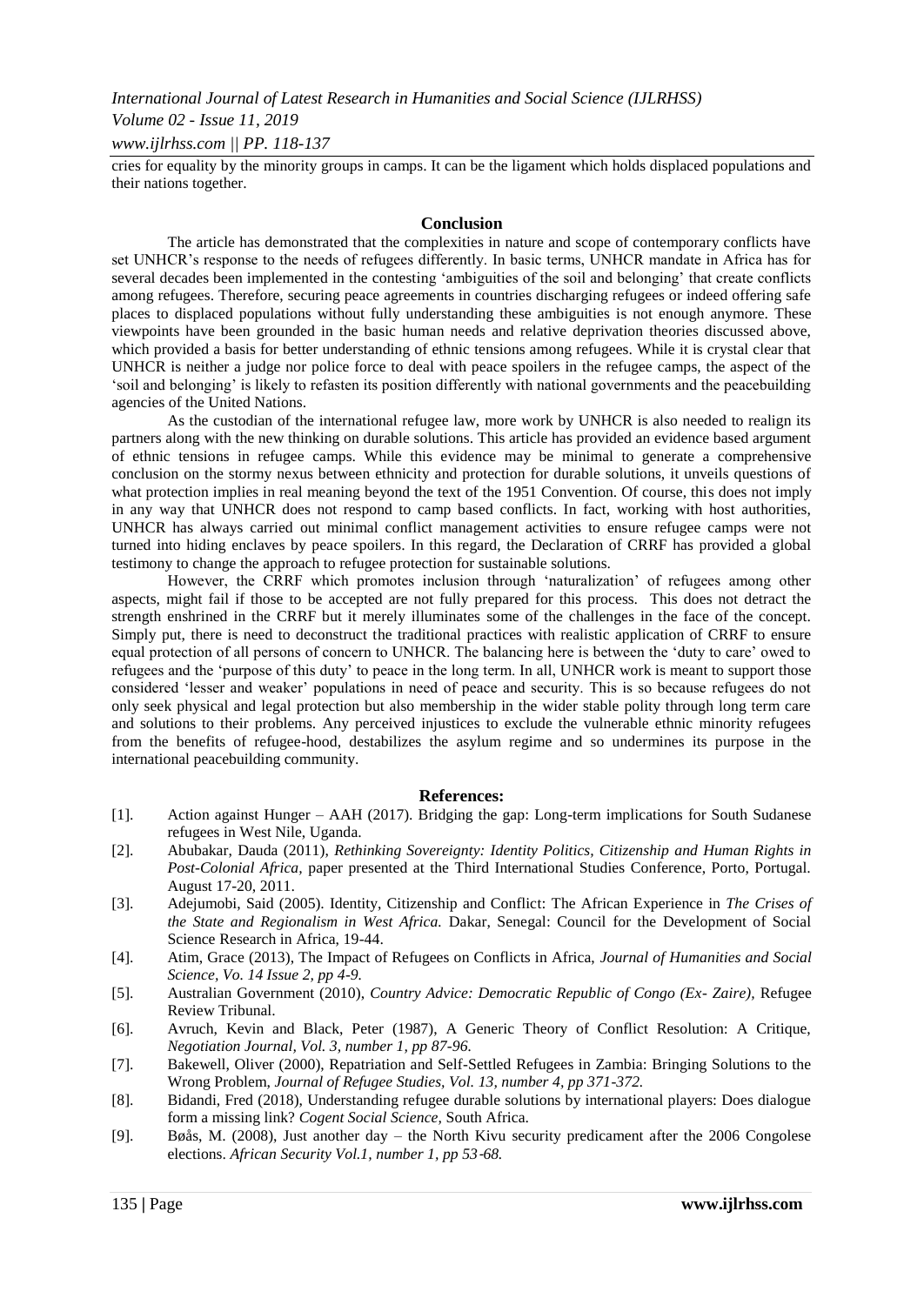cries for equality by the minority groups in camps. It can be the ligament which holds displaced populations and their nations together.

## Conclusion

The article has demonstrated that the complexities in nature and scope of contemporary conflicts have set UNHCR's response to the needs of refugees differently. In basic terms, UNHCR mandate in Africa has for several decades been implemented in the contesting 'ambiguities of the soil and belonging' that create conflicts among refugees. Therefore, securing peace agreements in countries discharging refugees or indeed offering safe places to displaced populations without fully understanding these ambiguities is not enough anymore. These viewpoints have been grounded in the basic human needs and relative deprivation theories discussed above, which provided a basis for better understanding of ethnic tensions among refugees. While it is crystal clear that UNHCR is neither a judge nor police force to deal with peace spoilers in the refugee camps, the aspect of the 'soil and belonging' is likely to refasten its position differently with national governments and the peacebuilding agencies of the United Nations.

As the custodian of the international refugee law, more work by UNHCR is also needed to realign its partners along with the new thinking on durable solutions. This article has provided an evidence based argument of ethnic tensions in refugee camps. While this evidence may be minimal to generate a comprehensive conclusion on the stormy nexus between ethnicity and protection for durable solutions, it unveils questions of what protection implies in real meaning beyond the text of the 1951 Convention. Of course, this does not imply in any way that UNHCR does not respond to camp based conflicts. In fact, working with host authorities, UNHCR has always carried out minimal conflict management activities to ensure refugee camps were not turned into hiding enclaves by peace spoilers. In this regard, the Declaration of CRRF has provided a global testimony to change the approach to refugee protection for sustainable solutions.

However, the CRRF which promotes inclusion through 'naturalization' of refugees among other aspects, might fail if those to be accepted are not fully prepared for this process. This does not detract the strength enshrined in the CRRF but it merely illuminates some of the challenges in the face of the concept. Simply put, there is need to deconstruct the traditional practices with realistic application of CRRF to ensure equal protection of all persons of concern to UNHCR. The balancing here is between the 'duty to care' owed to refugees and the 'purpose of this duty' to peace in the long term. In all, UNHCR work is meant to support those considered 'lesser and weaker' populations in need of peace and security. This is so because refugees do not only seek physical and legal protection but also membership in the wider stable polity through long term care and solutions to their problems. Any perceived injustices to exclude the vulnerable ethnic minority refugees from the benefits of refugee-hood, destabilizes the asylum regime and so undermines its purpose in the international peacebuilding community.

## References:

[1]. Action against Hunger – AAH (2017). Bridging the gap: Long-term implications for South Sudanese refugees in West Nile, Uganda.

[2]. Abubakar, Dauda (2011), *Rethinking Sovereignty: Identity Politics, Citizenship and Human Rights in Post-Colonial Africa*, paper presented at the Third International Studies Conference, Porto, Portugal. August 17-20, 2011.

[3]. Adejumobi, Said (2005). Identity, Citizenship and Conflict: The African Experience in *The Crises of the State and Regionalism in West Africa.* Dakar, Senegal: Council for the Development of Social Science Research in Africa, 19-44.

[4]. Atim, Grace (2013), The Impact of Refugees on Conflicts in Africa, *Journal of Humanities and Social Science, Vo. 14 Issue 2, pp 4-9.*

[5]. Australian Government (2010), *Country Advice: Democratic Republic of Congo (Ex- Zaire)*, Refugee Review Tribunal.

[6]. Avruch, Kevin and Black, Peter (1987), A Generic Theory of Conflict Resolution: A Critique, *Negotiation Journal, Vol. 3, number 1, pp 87-96.*

[7]. Bakewell, Oliver (2000), Repatriation and Self-Settled Refugees in Zambia: Bringing Solutions to the Wrong Problem, *Journal of Refugee Studies, Vol. 13, number 4, pp 371-372.*

[8]. Bidandi, Fred (2018), Understanding refugee durable solutions by international players: Does dialogue form a missing link? *Cogent Social Science*, South Africa.

[9]. Bøås, M. (2008), Just another day – the North Kivu security predicament after the 2006 Congolese elections. *African Security Vol.1, number 1, pp 53-68.*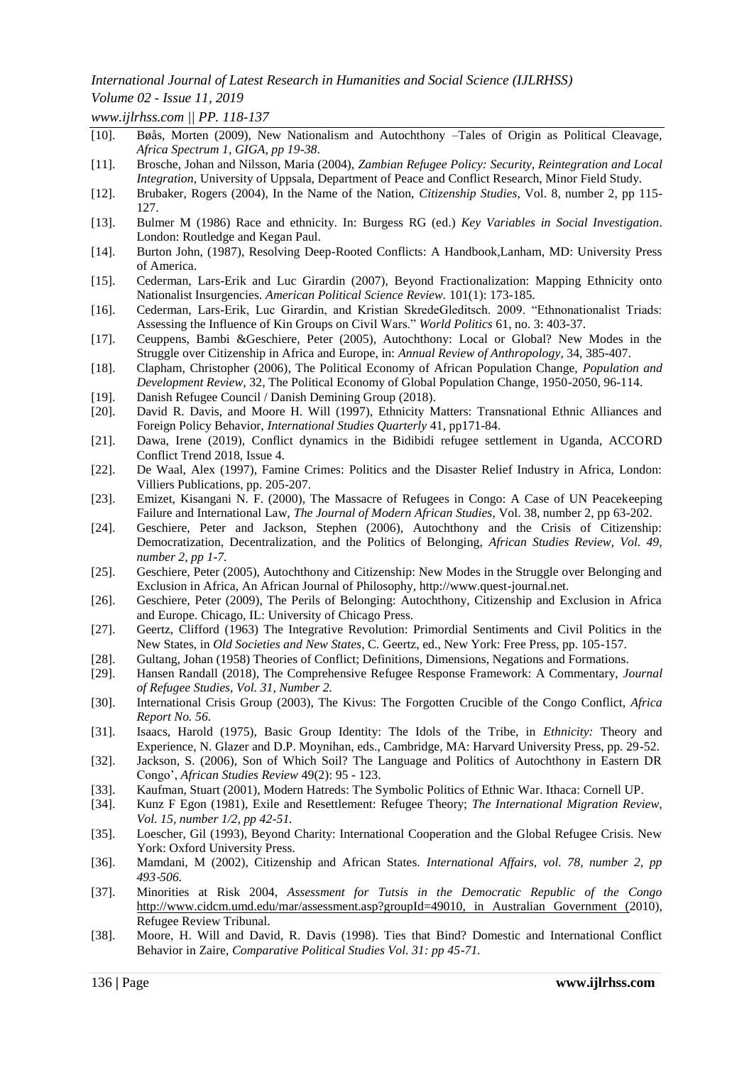[10]. Bøås, Morten (2009), New Nationalism and Autochthony –Tales of Origin as Political Cleavage, *Africa Spectrum 1, GIGA, pp 19-38*.

[11]. Brosche, Johan and Nilsson, Maria (2004), *Zambian Refugee Policy: Security, Reintegration and Local Integration,* University of Uppsala, Department of Peace and Conflict Research, Minor Field Study.

[12]. Brubaker, Rogers (2004), In the Name of the Nation, *Citizenship Studies*, Vol. 8, number 2, pp 115-127.

[13]. Bulmer M (1986) Race and ethnicity. In: Burgess RG (ed.) *Key Variables in Social Investigation*. London: Routledge and Kegan Paul.

[14]. Burton John, (1987), Resolving Deep-Rooted Conflicts: A Handbook,Lanham, MD: University Press of America.

[15]. Cederman, Lars-Erik and Luc Girardin (2007), Beyond Fractionalization: Mapping Ethnicity onto Nationalist Insurgencies. *American Political Science Review.* 101(1): 173-185.

[16]. Cederman, Lars-Erik, Luc Girardin, and Kristian SkredeGleditsch. 2009. "Ethnonationalist Triads: Assessing the Influence of Kin Groups on Civil Wars." *World Politics* 61, no. 3: 403-37.

[17]. Ceuppens, Bambi &Geschiere, Peter (2005), Autochthony: Local or Global? New Modes in the Struggle over Citizenship in Africa and Europe, in: *Annual Review of Anthropology*, 34, 385-407.

[18]. Clapham, Christopher (2006), The Political Economy of African Population Change, *Population and Development Review*, 32, The Political Economy of Global Population Change, 1950-2050, 96-114.

[19]. Danish Refugee Council / Danish Demining Group (2018).

[20]. David R. Davis, and Moore H. Will (1997), Ethnicity Matters: Transnational Ethnic Alliances and Foreign Policy Behavior, *International Studies Quarterly* 41, pp171-84.

[21]. Dawa, Irene (2019), Conflict dynamics in the Bidibidi refugee settlement in Uganda, ACCORD Conflict Trend 2018, Issue 4.

[22]. De Waal, Alex (1997), Famine Crimes: Politics and the Disaster Relief Industry in Africa, London: Villiers Publications, pp. 205-207.

[23]. Emizet, Kisangani N. F. (2000), The Massacre of Refugees in Congo: A Case of UN Peacekeeping Failure and International Law, *The Journal of Modern African Studies*, Vol. 38, number 2, pp 63-202.

[24]. Geschiere, Peter and Jackson, Stephen (2006), Autochthony and the Crisis of Citizenship: Democratization, Decentralization, and the Politics of Belonging, *African Studies Review, Vol. 49, number 2, pp 1-7.*

[25]. Geschiere, Peter (2005), Autochthony and Citizenship: New Modes in the Struggle over Belonging and Exclusion in Africa, An African Journal of Philosophy, http://www.quest-journal.net.

[26]. Geschiere, Peter (2009), The Perils of Belonging: Autochthony, Citizenship and Exclusion in Africa and Europe. Chicago, IL: University of Chicago Press.

[27]. Geertz, Clifford (1963) The Integrative Revolution: Primordial Sentiments and Civil Politics in the New States, in *Old Societies and New States*, C. Geertz, ed., New York: Free Press, pp. 105-157.

[28]. Gultang, Johan (1958) Theories of Conflict; Definitions, Dimensions, Negations and Formations.

[29]. Hansen Randall (2018), The Comprehensive Refugee Response Framework: A Commentary, *Journal of Refugee Studies, Vol. 31, Number 2.*

[30]. International Crisis Group (2003), The Kivus: The Forgotten Crucible of the Congo Conflict, *Africa Report No. 56.*

[31]. Isaacs, Harold (1975), Basic Group Identity: The Idols of the Tribe, in *Ethnicity:* Theory and Experience, N. Glazer and D.P. Moynihan, eds., Cambridge, MA: Harvard University Press, pp. 29-52.

[32]. Jackson, S. (2006), Son of Which Soil? The Language and Politics of Autochthony in Eastern DR Congo', *African Studies Review* 49(2): 95 - 123.

[33]. Kaufman, Stuart (2001), Modern Hatreds: The Symbolic Politics of Ethnic War. Ithaca: Cornell UP.

[34]. Kunz F Egon (1981), Exile and Resettlement: Refugee Theory; *The International Migration Review, Vol. 15, number 1/2, pp 42-51.*

[35]. Loescher, Gil (1993), Beyond Charity: International Cooperation and the Global Refugee Crisis. New York: Oxford University Press.

[36]. Mamdani, M (2002), Citizenship and African States. *International Affairs, vol. 78, number 2, pp 493-506.*

[37]. Minorities at Risk 2004, *Assessment for Tutsis in the Democratic Republic of the Congo* http://www.cidcm.umd.edu/mar/assessment.asp?groupId=49010, in Australian Government (2010), Refugee Review Tribunal.

[38]. Moore, H. Will and David, R. Davis (1998). Ties that Bind? Domestic and International Conflict Behavior in Zaire, *Comparative Political Studies Vol. 31: pp 45-71.*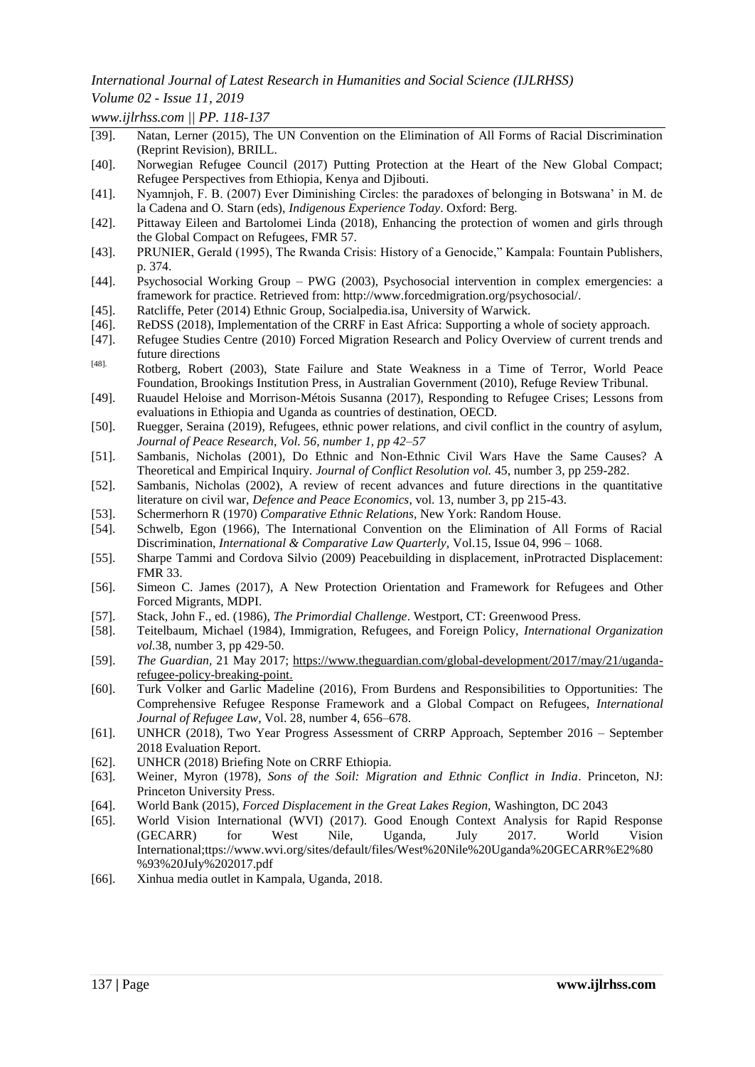[39]. Natan, Lerner (2015), The UN Convention on the Elimination of All Forms of Racial Discrimination (Reprint Revision), BRILL.

[40]. Norwegian Refugee Council (2017) Putting Protection at the Heart of the New Global Compact; Refugee Perspectives from Ethiopia, Kenya and Djibouti.

[41]. Nyamnjoh, F. B. (2007) Ever Diminishing Circles: the paradoxes of belonging in Botswana' in M. de la Cadena and O. Starn (eds), *Indigenous Experience Today*. Oxford: Berg.

[42]. Pittaway Eileen and Bartolomei Linda (2018), Enhancing the protection of women and girls through the Global Compact on Refugees, FMR 57.

[43]. PRUNIER, Gerald (1995), The Rwanda Crisis: History of a Genocide," Kampala: Fountain Publishers, p. 374.

[44]. Psychosocial Working Group – PWG (2003), Psychosocial intervention in complex emergencies: a framework for practice. Retrieved from: http://www.forcedmigration.org/psychosocial/.

[45]. Ratcliffe, Peter (2014) Ethnic Group, Socialpedia.isa, University of Warwick.

[46]. ReDSS (2018), Implementation of the CRRF in East Africa: Supporting a whole of society approach.

[47]. Refugee Studies Centre (2010) Forced Migration Research and Policy Overview of current trends and future directions

[48]. Rotberg, Robert (2003), State Failure and State Weakness in a Time of Terror, World Peace Foundation, Brookings Institution Press, in Australian Government (2010), Refuge Review Tribunal.

[49]. Ruaudel Heloise and Morrison-Métois Susanna (2017), Responding to Refugee Crises; Lessons from evaluations in Ethiopia and Uganda as countries of destination, OECD.

[50]. Ruegger, Seraina (2019), Refugees, ethnic power relations, and civil conflict in the country of asylum, *Journal of Peace Research, Vol. 56, number 1, pp 42–57*

[51]. Sambanis, Nicholas (2001), Do Ethnic and Non-Ethnic Civil Wars Have the Same Causes? A Theoretical and Empirical Inquiry. *Journal of Conflict Resolution vol.* 45, number 3, pp 259-282.

[52]. Sambanis, Nicholas (2002), A review of recent advances and future directions in the quantitative literature on civil war, *Defence and Peace Economics*, vol. 13, number 3, pp 215-43.

[53]. Schermerhorn R (1970) *Comparative Ethnic Relations*, New York: Random House.

[54]. Schwelb, Egon (1966), The International Convention on the Elimination of All Forms of Racial Discrimination, *International & Comparative Law Quarterly*, Vol.15, Issue 04, 996 – 1068.

[55]. Sharpe Tammi and Cordova Silvio (2009) Peacebuilding in displacement, inProtracted Displacement: FMR 33.

[56]. Simeon C. James (2017), A New Protection Orientation and Framework for Refugees and Other Forced Migrants, MDPI.

[57]. Stack, John F., ed. (1986), *The Primordial Challenge*. Westport, CT: Greenwood Press.

[58]. Teitelbaum, Michael (1984), Immigration, Refugees, and Foreign Policy, *International Organization vol*.38, number 3, pp 429-50.

[59]. *The Guardian*, 21 May 2017; https://www.theguardian.com/global-development/2017/may/21/uganda-refugee-policy-breaking-point.

[60]. Turk Volker and Garlic Madeline (2016), From Burdens and Responsibilities to Opportunities: The Comprehensive Refugee Response Framework and a Global Compact on Refugees, *International Journal of Refugee Law*, Vol. 28, number 4, 656–678.

[61]. UNHCR (2018), Two Year Progress Assessment of CRRP Approach, September 2016 – September 2018 Evaluation Report.

[62]. UNHCR (2018) Briefing Note on CRRF Ethiopia.

[63]. Weiner, Myron (1978), *Sons of the Soil: Migration and Ethnic Conflict in India*. Princeton, NJ: Princeton University Press.

[64]. World Bank (2015), *Forced Displacement in the Great Lakes Region*, Washington, DC 2043

[65]. World Vision International (WVI) (2017). Good Enough Context Analysis for Rapid Response (GECARR) for West Nile, Uganda, July 2017. World Vision International;ttps://www.wvi.org/sites/default/files/West%20Nile%20Uganda%20GECARR%E2%80%93%20July%202017.pdf

[66]. Xinhua media outlet in Kampala, Uganda, 2018.